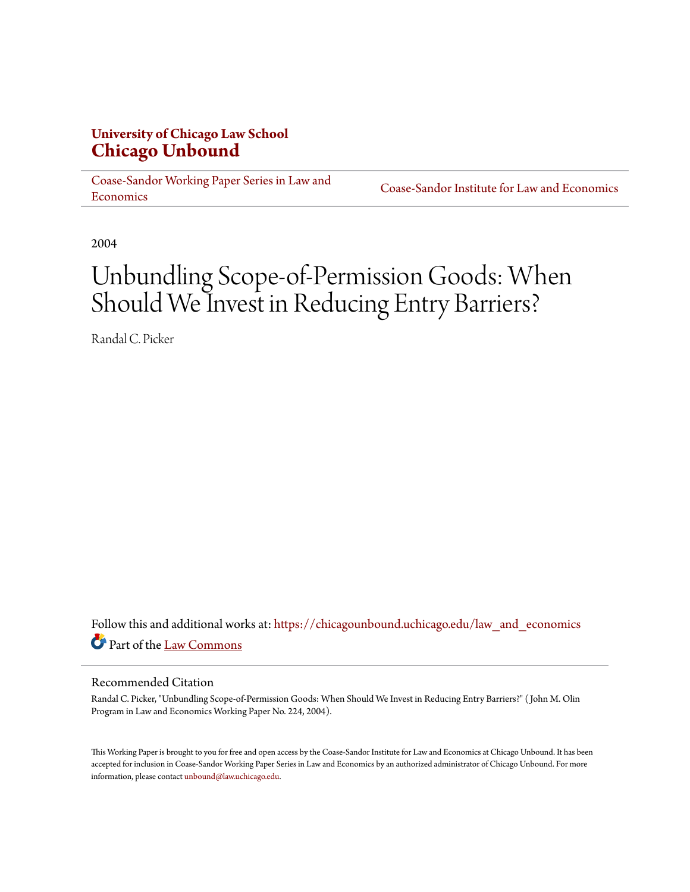**University of Chicago Law School**
**Chicago Unbound**

Coase-Sandor Working Paper Series in Law and Economics | Coase-Sandor Institute for Law and Economics

2004

# Unbundling Scope-of-Permission Goods: When Should We Invest in Reducing Entry Barriers?

Randal C. Picker

Follow this and additional works at: https://chicagounbound.uchicago.edu/law_and_economics

Part of the Law Commons

## Recommended Citation

Randal C. Picker, "Unbundling Scope-of-Permission Goods: When Should We Invest in Reducing Entry Barriers?" ( John M. Olin Program in Law and Economics Working Paper No. 224, 2004).

This Working Paper is brought to you for free and open access by the Coase-Sandor Institute for Law and Economics at Chicago Unbound. It has been accepted for inclusion in Coase-Sandor Working Paper Series in Law and Economics by an authorized administrator of Chicago Unbound. For more information, please contact unbound@law.uchicago.edu.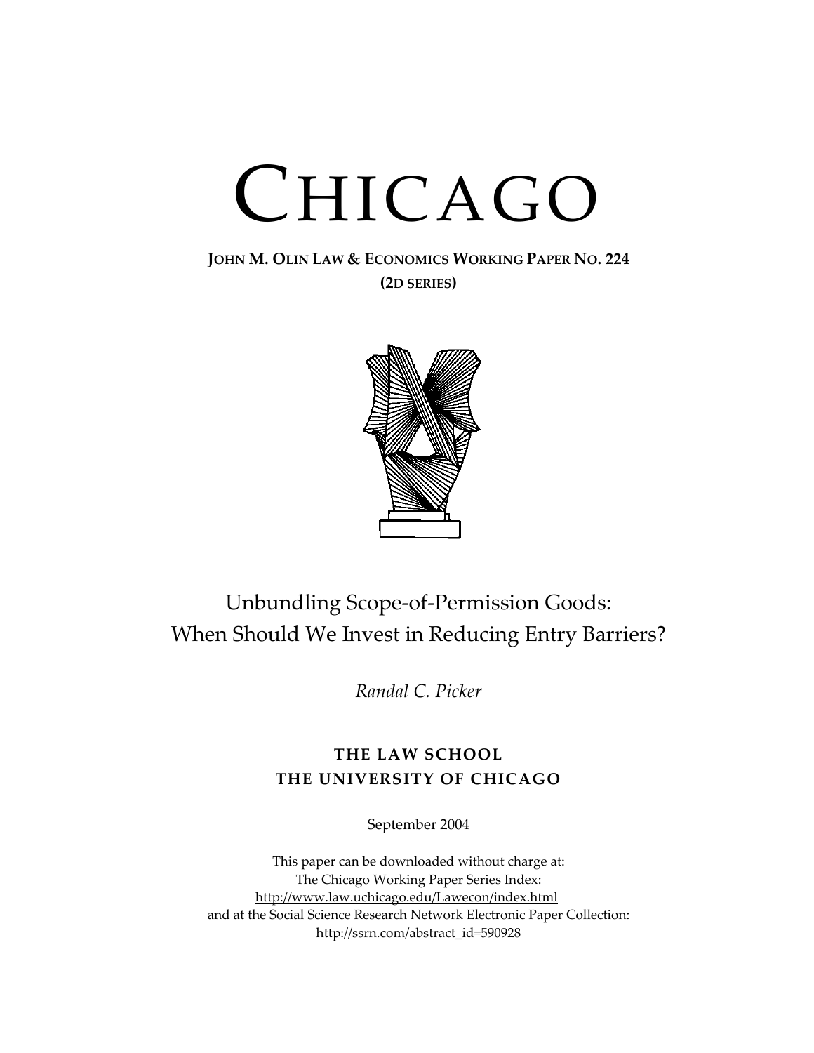# CHICAGO

**JOHN M. OLIN LAW & ECONOMICS WORKING PAPER NO. 224**
**(2D SERIES)**

## Unbundling Scope-of-Permission Goods: When Should We Invest in Reducing Entry Barriers?

*Randal C. Picker*

**THE LAW SCHOOL**
**THE UNIVERSITY OF CHICAGO**

September 2004

This paper can be downloaded without charge at:
The Chicago Working Paper Series Index:
http://www.law.uchicago.edu/Lawecon/index.html
and at the Social Science Research Network Electronic Paper Collection:
http://ssrn.com/abstract_id=590928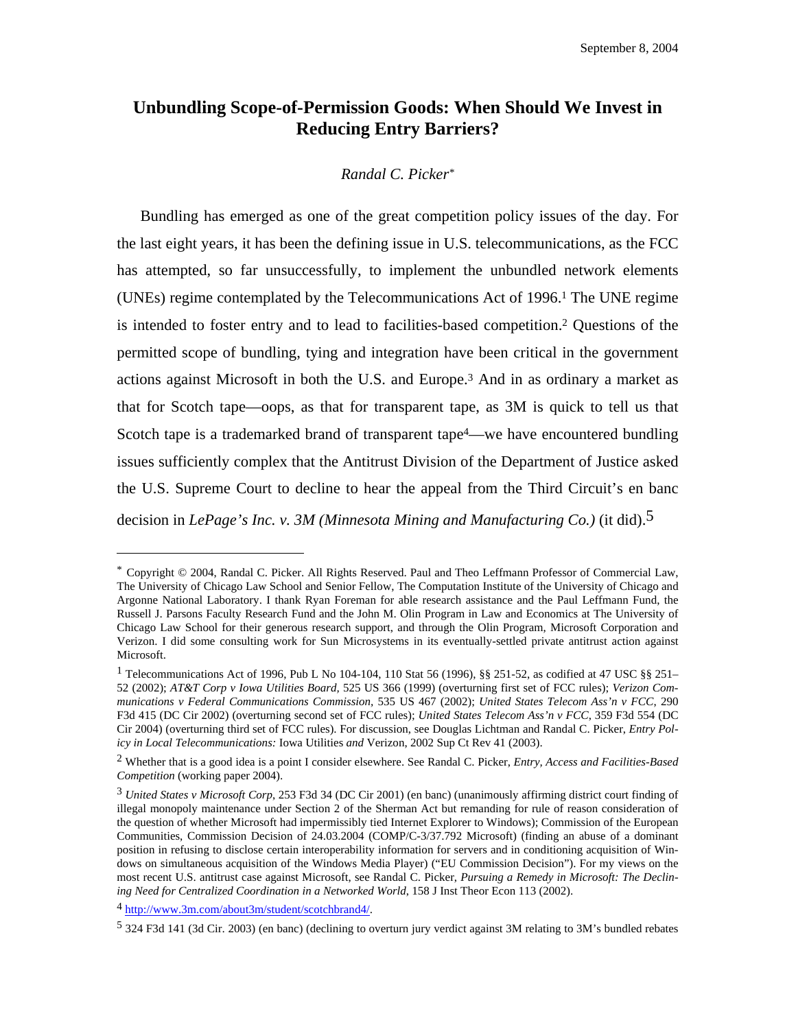# Unbundling Scope-of-Permission Goods: When Should We Invest in Reducing Entry Barriers?

*Randal C. Picker*[*]

Bundling has emerged as one of the great competition policy issues of the day. For the last eight years, it has been the defining issue in U.S. telecommunications, as the FCC has attempted, so far unsuccessfully, to implement the unbundled network elements (UNEs) regime contemplated by the Telecommunications Act of 1996.[1] The UNE regime is intended to foster entry and to lead to facilities-based competition.[2] Questions of the permitted scope of bundling, tying and integration have been critical in the government actions against Microsoft in both the U.S. and Europe.[3] And in as ordinary a market as that for Scotch tape—oops, as that for transparent tape, as 3M is quick to tell us that Scotch tape is a trademarked brand of transparent tape[4]—we have encountered bundling issues sufficiently complex that the Antitrust Division of the Department of Justice asked the U.S. Supreme Court to decline to hear the appeal from the Third Circuit's en banc decision in *LePage's Inc. v. 3M (Minnesota Mining and Manufacturing Co.)* (it did).[5]

---

[*] Copyright © 2004, Randal C. Picker. All Rights Reserved. Paul and Theo Leffmann Professor of Commercial Law, The University of Chicago Law School and Senior Fellow, The Computation Institute of the University of Chicago and Argonne National Laboratory. I thank Ryan Foreman for able research assistance and the Paul Leffmann Fund, the Russell J. Parsons Faculty Research Fund and the John M. Olin Program in Law and Economics at The University of Chicago Law School for their generous research support, and through the Olin Program, Microsoft Corporation and Verizon. I did some consulting work for Sun Microsystems in its eventually-settled private antitrust action against Microsoft.

[1] Telecommunications Act of 1996, Pub L No 104-104, 110 Stat 56 (1996), §§ 251-52, as codified at 47 USC §§ 251–52 (2002); *AT&T Corp v Iowa Utilities Board*, 525 US 366 (1999) (overturning first set of FCC rules); *Verizon Communications v Federal Communications Commission*, 535 US 467 (2002); *United States Telecom Ass'n v FCC*, 290 F3d 415 (DC Cir 2002) (overturning second set of FCC rules); *United States Telecom Ass'n v FCC*, 359 F3d 554 (DC Cir 2004) (overturning third set of FCC rules). For discussion, see Douglas Lichtman and Randal C. Picker, *Entry Policy in Local Telecommunications:* Iowa Utilities *and* Verizon, 2002 Sup Ct Rev 41 (2003).

[2] Whether that is a good idea is a point I consider elsewhere. See Randal C. Picker, *Entry, Access and Facilities-Based Competition* (working paper 2004).

[3] *United States v Microsoft Corp*, 253 F3d 34 (DC Cir 2001) (en banc) (unanimously affirming district court finding of illegal monopoly maintenance under Section 2 of the Sherman Act but remanding for rule of reason consideration of the question of whether Microsoft had impermissibly tied Internet Explorer to Windows); Commission of the European Communities, Commission Decision of 24.03.2004 (COMP/C-3/37.792 Microsoft) (finding an abuse of a dominant position in refusing to disclose certain interoperability information for servers and in conditioning acquisition of Windows on simultaneous acquisition of the Windows Media Player) ("EU Commission Decision"). For my views on the most recent U.S. antitrust case against Microsoft, see Randal C. Picker, *Pursuing a Remedy in Microsoft: The Declining Need for Centralized Coordination in a Networked World*, 158 J Inst Theor Econ 113 (2002).

[4] http://www.3m.com/about3m/student/scotchbrand4/.

[5] 324 F3d 141 (3d Cir. 2003) (en banc) (declining to overturn jury verdict against 3M relating to 3M's bundled rebates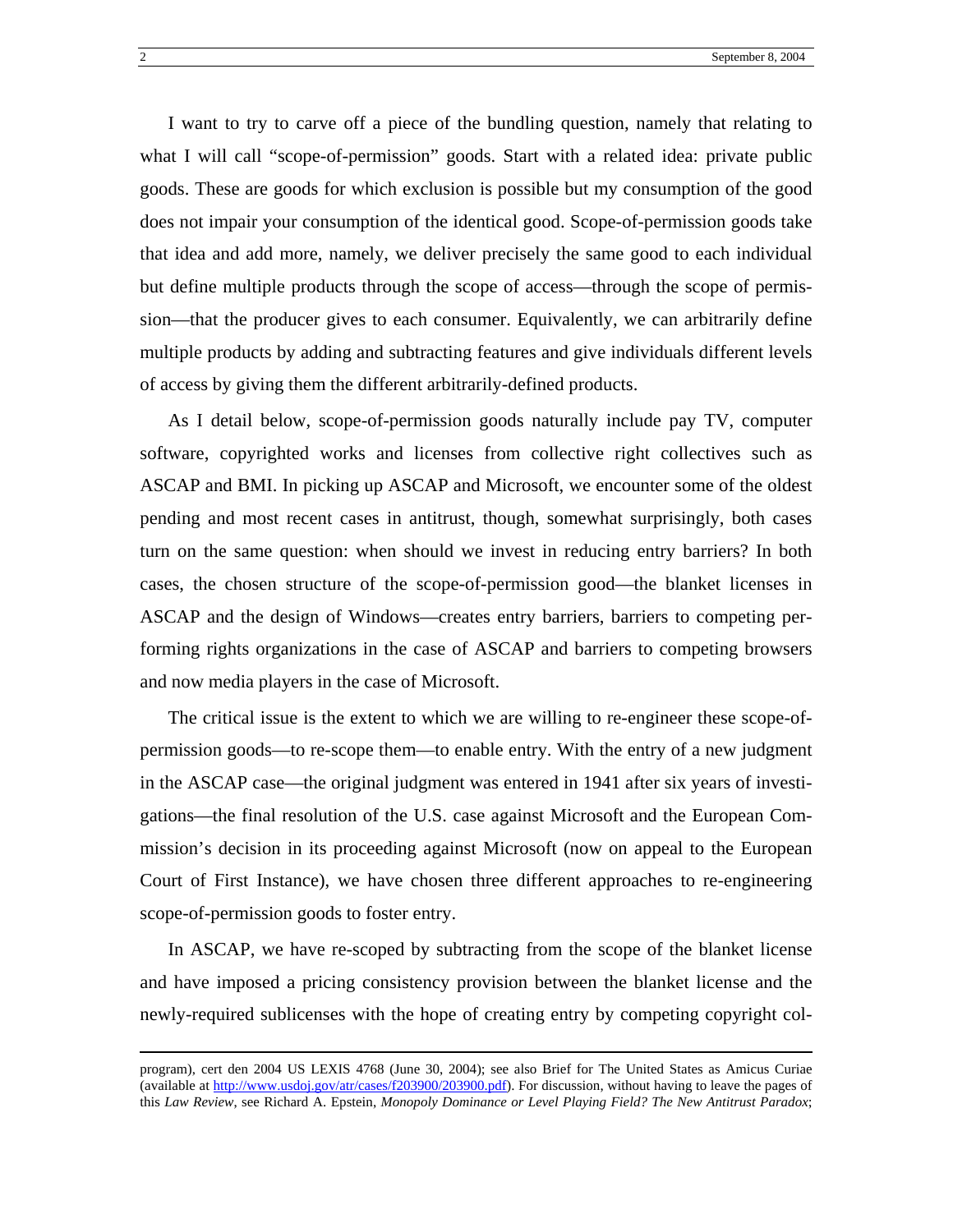I want to try to carve off a piece of the bundling question, namely that relating to what I will call "scope-of-permission" goods. Start with a related idea: private public goods. These are goods for which exclusion is possible but my consumption of the good does not impair your consumption of the identical good. Scope-of-permission goods take that idea and add more, namely, we deliver precisely the same good to each individual but define multiple products through the scope of access—through the scope of permission—that the producer gives to each consumer. Equivalently, we can arbitrarily define multiple products by adding and subtracting features and give individuals different levels of access by giving them the different arbitrarily-defined products.

As I detail below, scope-of-permission goods naturally include pay TV, computer software, copyrighted works and licenses from collective right collectives such as ASCAP and BMI. In picking up ASCAP and Microsoft, we encounter some of the oldest pending and most recent cases in antitrust, though, somewhat surprisingly, both cases turn on the same question: when should we invest in reducing entry barriers? In both cases, the chosen structure of the scope-of-permission good—the blanket licenses in ASCAP and the design of Windows—creates entry barriers, barriers to competing performing rights organizations in the case of ASCAP and barriers to competing browsers and now media players in the case of Microsoft.

The critical issue is the extent to which we are willing to re-engineer these scope-of-permission goods—to re-scope them—to enable entry. With the entry of a new judgment in the ASCAP case—the original judgment was entered in 1941 after six years of investigations—the final resolution of the U.S. case against Microsoft and the European Commission's decision in its proceeding against Microsoft (now on appeal to the European Court of First Instance), we have chosen three different approaches to re-engineering scope-of-permission goods to foster entry.

In ASCAP, we have re-scoped by subtracting from the scope of the blanket license and have imposed a pricing consistency provision between the blanket license and the newly-required sublicenses with the hope of creating entry by competing copyright col-

---

program), cert den 2004 US LEXIS 4768 (June 30, 2004); see also Brief for The United States as Amicus Curiae (available at http://www.usdoj.gov/atr/cases/f203900/203900.pdf). For discussion, without having to leave the pages of this *Law Review*, see Richard A. Epstein, *Monopoly Dominance or Level Playing Field? The New Antitrust Paradox*;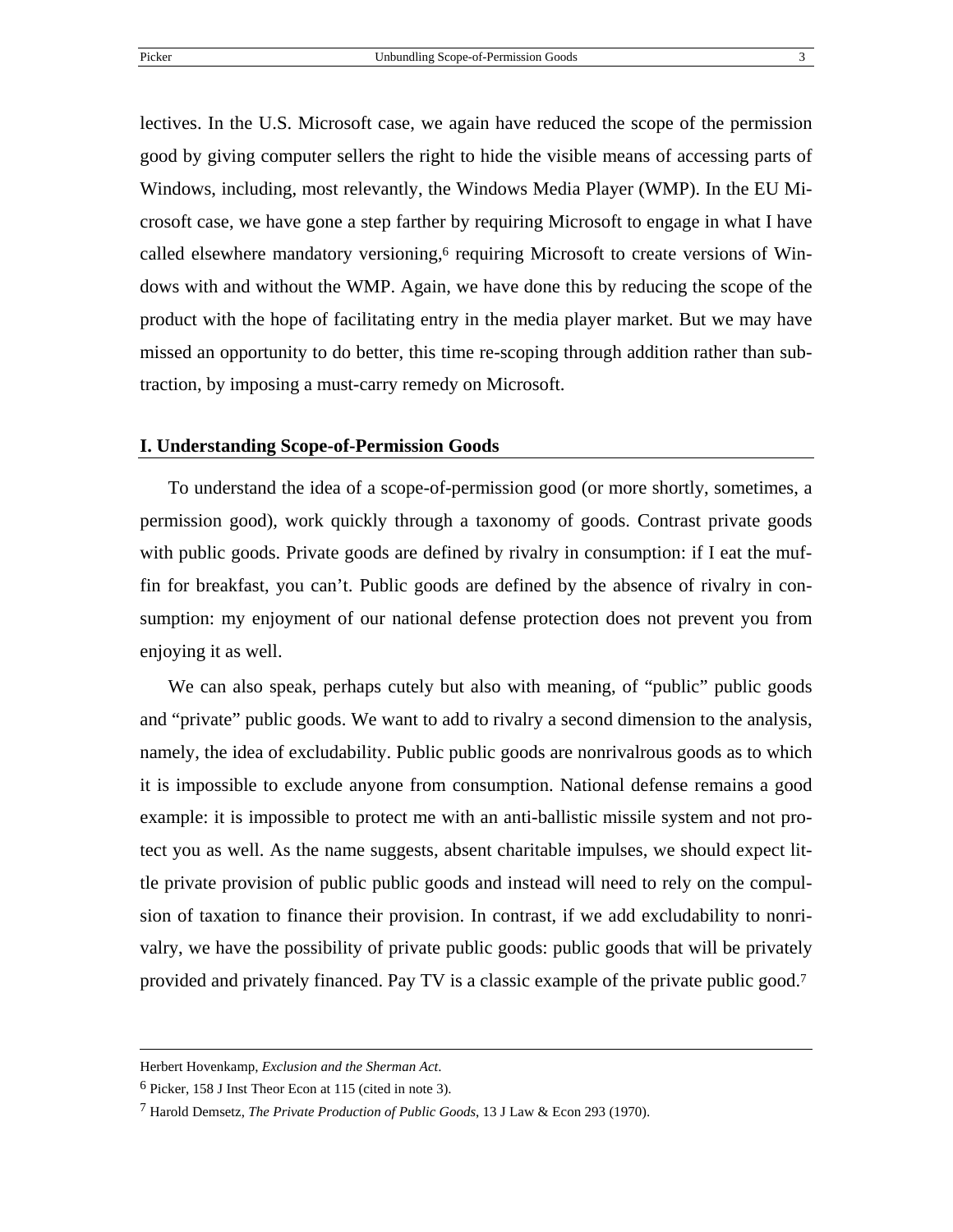lectives. In the U.S. Microsoft case, we again have reduced the scope of the permission good by giving computer sellers the right to hide the visible means of accessing parts of Windows, including, most relevantly, the Windows Media Player (WMP). In the EU Microsoft case, we have gone a step farther by requiring Microsoft to engage in what I have called elsewhere mandatory versioning,[6] requiring Microsoft to create versions of Windows with and without the WMP. Again, we have done this by reducing the scope of the product with the hope of facilitating entry in the media player market. But we may have missed an opportunity to do better, this time re-scoping through addition rather than subtraction, by imposing a must-carry remedy on Microsoft.

## I. Understanding Scope-of-Permission Goods

To understand the idea of a scope-of-permission good (or more shortly, sometimes, a permission good), work quickly through a taxonomy of goods. Contrast private goods with public goods. Private goods are defined by rivalry in consumption: if I eat the muffin for breakfast, you can't. Public goods are defined by the absence of rivalry in consumption: my enjoyment of our national defense protection does not prevent you from enjoying it as well.

We can also speak, perhaps cutely but also with meaning, of "public" public goods and "private" public goods. We want to add to rivalry a second dimension to the analysis, namely, the idea of excludability. Public public goods are nonrivalrous goods as to which it is impossible to exclude anyone from consumption. National defense remains a good example: it is impossible to protect me with an anti-ballistic missile system and not protect you as well. As the name suggests, absent charitable impulses, we should expect little private provision of public public goods and instead will need to rely on the compulsion of taxation to finance their provision. In contrast, if we add excludability to nonrivalry, we have the possibility of private public goods: public goods that will be privately provided and privately financed. Pay TV is a classic example of the private public good.[7]

---

Herbert Hovenkamp, *Exclusion and the Sherman Act*.

[6] Picker, 158 J Inst Theor Econ at 115 (cited in note 3).

[7] Harold Demsetz, *The Private Production of Public Goods*, 13 J Law & Econ 293 (1970).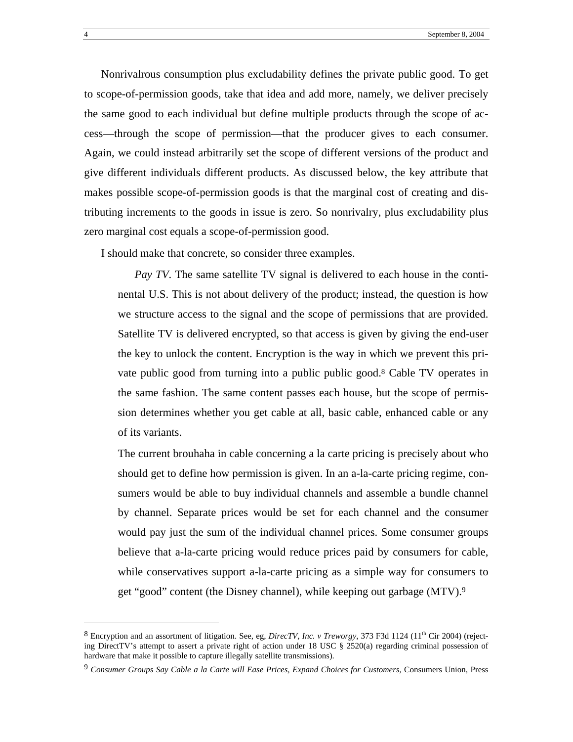Nonrivalrous consumption plus excludability defines the private public good. To get to scope-of-permission goods, take that idea and add more, namely, we deliver precisely the same good to each individual but define multiple products through the scope of access—through the scope of permission—that the producer gives to each consumer. Again, we could instead arbitrarily set the scope of different versions of the product and give different individuals different products. As discussed below, the key attribute that makes possible scope-of-permission goods is that the marginal cost of creating and distributing increments to the goods in issue is zero. So nonrivalry, plus excludability plus zero marginal cost equals a scope-of-permission good.

I should make that concrete, so consider three examples.

> *Pay TV*. The same satellite TV signal is delivered to each house in the continental U.S. This is not about delivery of the product; instead, the question is how we structure access to the signal and the scope of permissions that are provided. Satellite TV is delivered encrypted, so that access is given by giving the end-user the key to unlock the content. Encryption is the way in which we prevent this private public good from turning into a public public good.[8] Cable TV operates in the same fashion. The same content passes each house, but the scope of permission determines whether you get cable at all, basic cable, enhanced cable or any of its variants.
>
> The current brouhaha in cable concerning a la carte pricing is precisely about who should get to define how permission is given. In an a-la-carte pricing regime, consumers would be able to buy individual channels and assemble a bundle channel by channel. Separate prices would be set for each channel and the consumer would pay just the sum of the individual channel prices. Some consumer groups believe that a-la-carte pricing would reduce prices paid by consumers for cable, while conservatives support a-la-carte pricing as a simple way for consumers to get "good" content (the Disney channel), while keeping out garbage (MTV).[9]

---

[8] Encryption and an assortment of litigation. See, eg, *DirecTV, Inc. v Treworgy*, 373 F3d 1124 (11th Cir 2004) (rejecting DirectTV's attempt to assert a private right of action under 18 USC § 2520(a) regarding criminal possession of hardware that make it possible to capture illegally satellite transmissions).

[9] *Consumer Groups Say Cable a la Carte will Ease Prices, Expand Choices for Customers*, Consumers Union, Press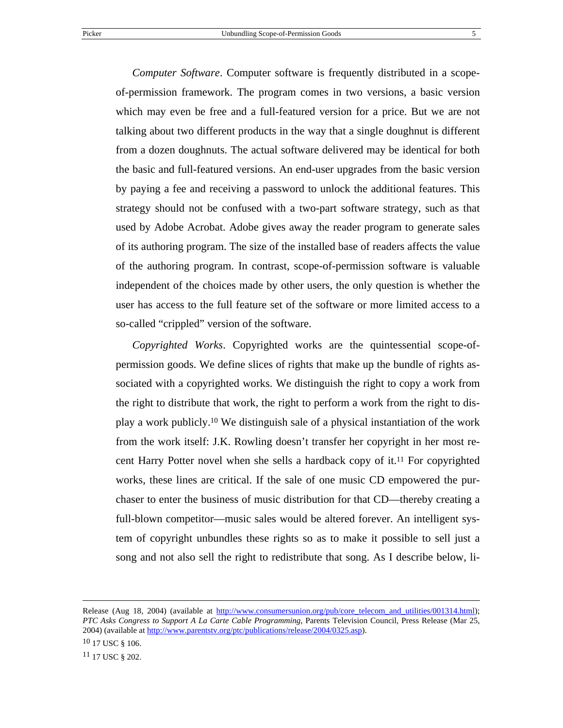*Computer Software*. Computer software is frequently distributed in a scope-of-permission framework. The program comes in two versions, a basic version which may even be free and a full-featured version for a price. But we are not talking about two different products in the way that a single doughnut is different from a dozen doughnuts. The actual software delivered may be identical for both the basic and full-featured versions. An end-user upgrades from the basic version by paying a fee and receiving a password to unlock the additional features. This strategy should not be confused with a two-part software strategy, such as that used by Adobe Acrobat. Adobe gives away the reader program to generate sales of its authoring program. The size of the installed base of readers affects the value of the authoring program. In contrast, scope-of-permission software is valuable independent of the choices made by other users, the only question is whether the user has access to the full feature set of the software or more limited access to a so-called "crippled" version of the software.

*Copyrighted Works*. Copyrighted works are the quintessential scope-of-permission goods. We define slices of rights that make up the bundle of rights associated with a copyrighted works. We distinguish the right to copy a work from the right to distribute that work, the right to perform a work from the right to display a work publicly.[10] We distinguish sale of a physical instantiation of the work from the work itself: J.K. Rowling doesn't transfer her copyright in her most recent Harry Potter novel when she sells a hardback copy of it.[11] For copyrighted works, these lines are critical. If the sale of one music CD empowered the purchaser to enter the business of music distribution for that CD—thereby creating a full-blown competitor—music sales would be altered forever. An intelligent system of copyright unbundles these rights so as to make it possible to sell just a song and not also sell the right to redistribute that song. As I describe below, li-

---

Release (Aug 18, 2004) (available at http://www.consumersunion.org/pub/core_telecom_and_utilities/001314.html); *PTC Asks Congress to Support A La Carte Cable Programming*, Parents Television Council, Press Release (Mar 25, 2004) (available at http://www.parentstv.org/ptc/publications/release/2004/0325.asp).

[10] 17 USC § 106.

[11] 17 USC § 202.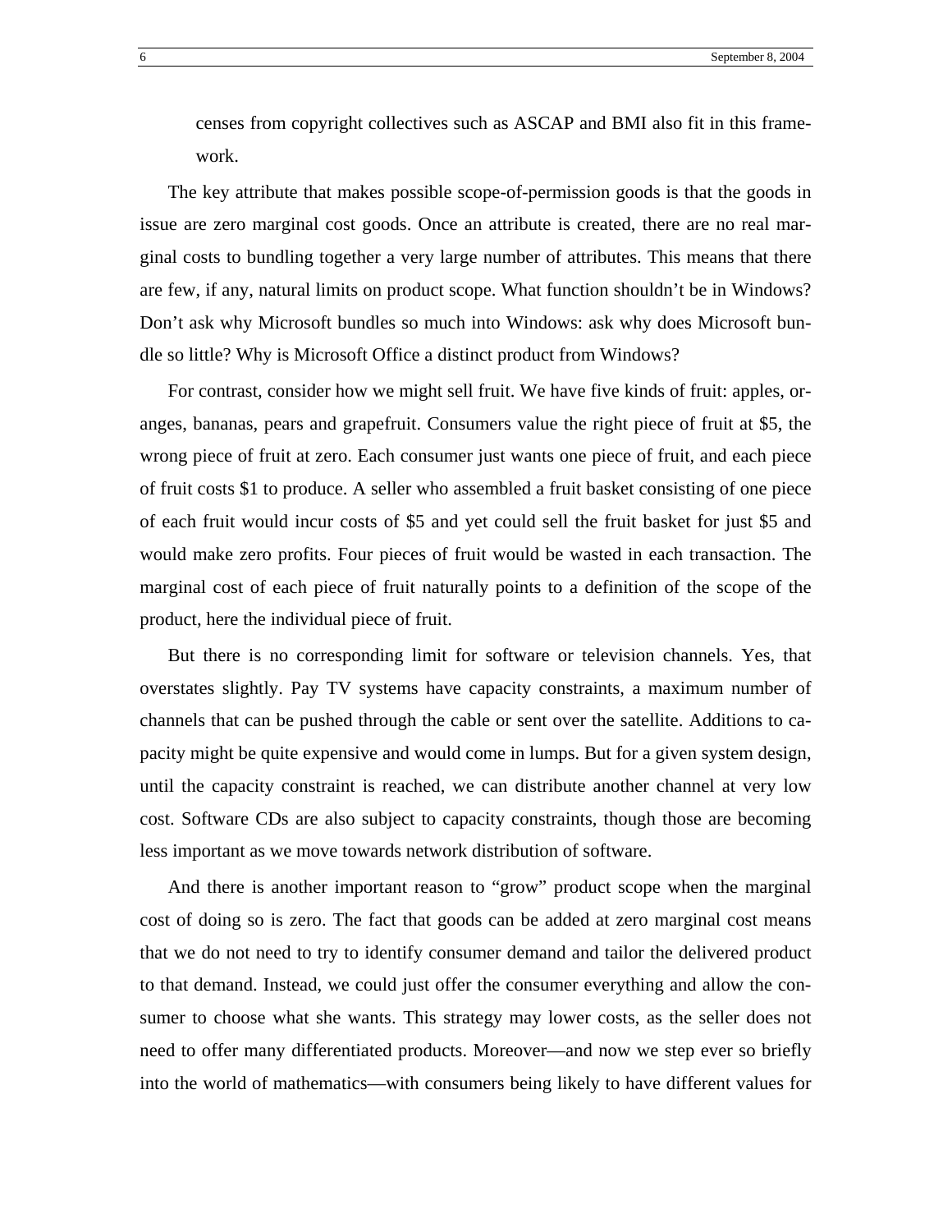censes from copyright collectives such as ASCAP and BMI also fit in this framework.

The key attribute that makes possible scope-of-permission goods is that the goods in issue are zero marginal cost goods. Once an attribute is created, there are no real marginal costs to bundling together a very large number of attributes. This means that there are few, if any, natural limits on product scope. What function shouldn't be in Windows? Don't ask why Microsoft bundles so much into Windows: ask why does Microsoft bundle so little? Why is Microsoft Office a distinct product from Windows?

For contrast, consider how we might sell fruit. We have five kinds of fruit: apples, oranges, bananas, pears and grapefruit. Consumers value the right piece of fruit at $5, the wrong piece of fruit at zero. Each consumer just wants one piece of fruit, and each piece of fruit costs $1 to produce. A seller who assembled a fruit basket consisting of one piece of each fruit would incur costs of $5 and yet could sell the fruit basket for just $5 and would make zero profits. Four pieces of fruit would be wasted in each transaction. The marginal cost of each piece of fruit naturally points to a definition of the scope of the product, here the individual piece of fruit.

But there is no corresponding limit for software or television channels. Yes, that overstates slightly. Pay TV systems have capacity constraints, a maximum number of channels that can be pushed through the cable or sent over the satellite. Additions to capacity might be quite expensive and would come in lumps. But for a given system design, until the capacity constraint is reached, we can distribute another channel at very low cost. Software CDs are also subject to capacity constraints, though those are becoming less important as we move towards network distribution of software.

And there is another important reason to "grow" product scope when the marginal cost of doing so is zero. The fact that goods can be added at zero marginal cost means that we do not need to try to identify consumer demand and tailor the delivered product to that demand. Instead, we could just offer the consumer everything and allow the consumer to choose what she wants. This strategy may lower costs, as the seller does not need to offer many differentiated products. Moreover—and now we step ever so briefly into the world of mathematics—with consumers being likely to have different values for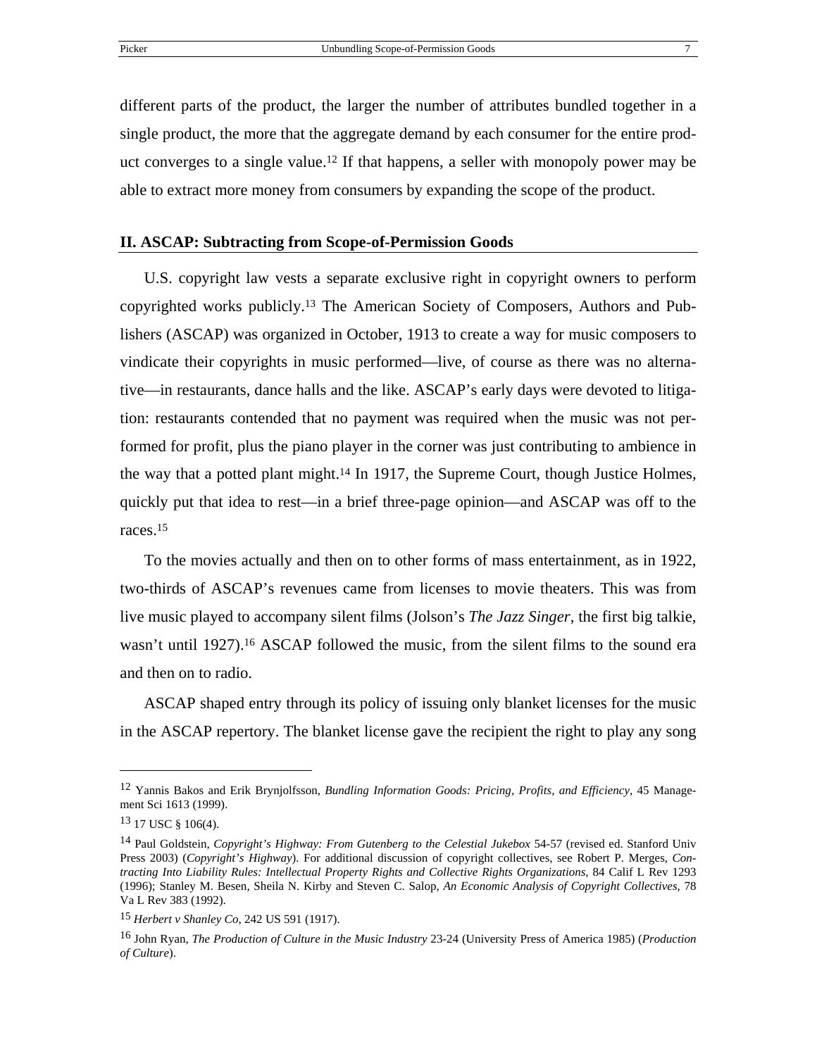different parts of the product, the larger the number of attributes bundled together in a single product, the more that the aggregate demand by each consumer for the entire product converges to a single value.[12] If that happens, a seller with monopoly power may be able to extract more money from consumers by expanding the scope of the product.

## II. ASCAP: Subtracting from Scope-of-Permission Goods

U.S. copyright law vests a separate exclusive right in copyright owners to perform copyrighted works publicly.[13] The American Society of Composers, Authors and Publishers (ASCAP) was organized in October, 1913 to create a way for music composers to vindicate their copyrights in music performed—live, of course as there was no alternative—in restaurants, dance halls and the like. ASCAP's early days were devoted to litigation: restaurants contended that no payment was required when the music was not performed for profit, plus the piano player in the corner was just contributing to ambience in the way that a potted plant might.[14] In 1917, the Supreme Court, though Justice Holmes, quickly put that idea to rest—in a brief three-page opinion—and ASCAP was off to the races.[15]

To the movies actually and then on to other forms of mass entertainment, as in 1922, two-thirds of ASCAP's revenues came from licenses to movie theaters. This was from live music played to accompany silent films (Jolson's *The Jazz Singer*, the first big talkie, wasn't until 1927).[16] ASCAP followed the music, from the silent films to the sound era and then on to radio.

ASCAP shaped entry through its policy of issuing only blanket licenses for the music in the ASCAP repertory. The blanket license gave the recipient the right to play any song

---

[12] Yannis Bakos and Erik Brynjolfsson, *Bundling Information Goods: Pricing, Profits, and Efficiency*, 45 Management Sci 1613 (1999).

[13] 17 USC § 106(4).

[14] Paul Goldstein, *Copyright's Highway: From Gutenberg to the Celestial Jukebox* 54-57 (revised ed. Stanford Univ Press 2003) (*Copyright's Highway*). For additional discussion of copyright collectives, see Robert P. Merges, *Contracting Into Liability Rules: Intellectual Property Rights and Collective Rights Organizations*, 84 Calif L Rev 1293 (1996); Stanley M. Besen, Sheila N. Kirby and Steven C. Salop, *An Economic Analysis of Copyright Collectives*, 78 Va L Rev 383 (1992).

[15] *Herbert v Shanley Co*, 242 US 591 (1917).

[16] John Ryan, *The Production of Culture in the Music Industry* 23-24 (University Press of America 1985) (*Production of Culture*).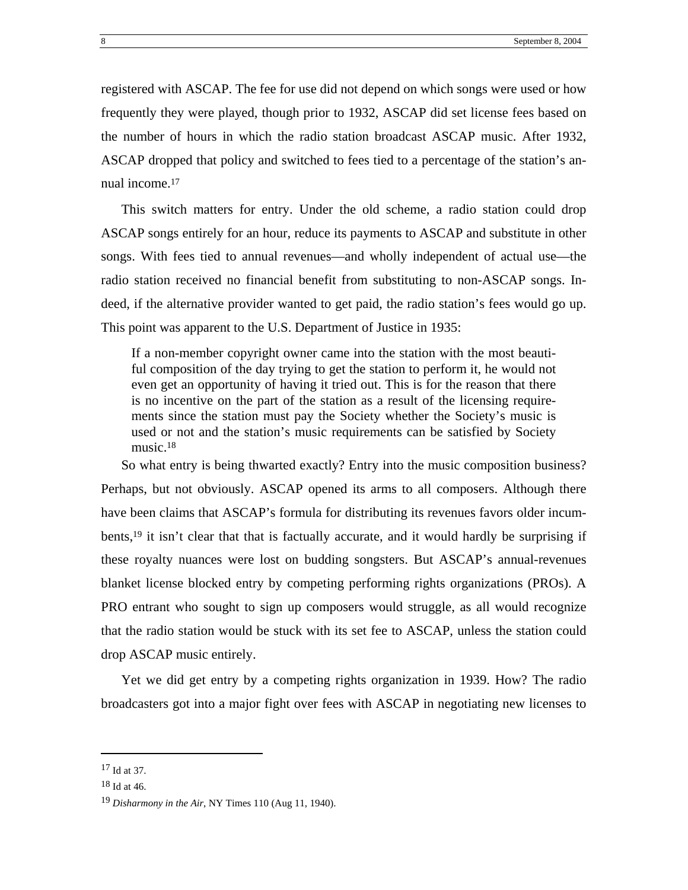registered with ASCAP. The fee for use did not depend on which songs were used or how frequently they were played, though prior to 1932, ASCAP did set license fees based on the number of hours in which the radio station broadcast ASCAP music. After 1932, ASCAP dropped that policy and switched to fees tied to a percentage of the station's annual income.[17]

This switch matters for entry. Under the old scheme, a radio station could drop ASCAP songs entirely for an hour, reduce its payments to ASCAP and substitute in other songs. With fees tied to annual revenues—and wholly independent of actual use—the radio station received no financial benefit from substituting to non-ASCAP songs. Indeed, if the alternative provider wanted to get paid, the radio station's fees would go up. This point was apparent to the U.S. Department of Justice in 1935:

> If a non-member copyright owner came into the station with the most beautiful composition of the day trying to get the station to perform it, he would not even get an opportunity of having it tried out. This is for the reason that there is no incentive on the part of the station as a result of the licensing requirements since the station must pay the Society whether the Society's music is used or not and the station's music requirements can be satisfied by Society music.[18]

So what entry is being thwarted exactly? Entry into the music composition business? Perhaps, but not obviously. ASCAP opened its arms to all composers. Although there have been claims that ASCAP's formula for distributing its revenues favors older incumbents,[19] it isn't clear that that is factually accurate, and it would hardly be surprising if these royalty nuances were lost on budding songsters. But ASCAP's annual-revenues blanket license blocked entry by competing performing rights organizations (PROs). A PRO entrant who sought to sign up composers would struggle, as all would recognize that the radio station would be stuck with its set fee to ASCAP, unless the station could drop ASCAP music entirely.

Yet we did get entry by a competing rights organization in 1939. How? The radio broadcasters got into a major fight over fees with ASCAP in negotiating new licenses to

---

[17] Id at 37.

[18] Id at 46.

[19] *Disharmony in the Air*, NY Times 110 (Aug 11, 1940).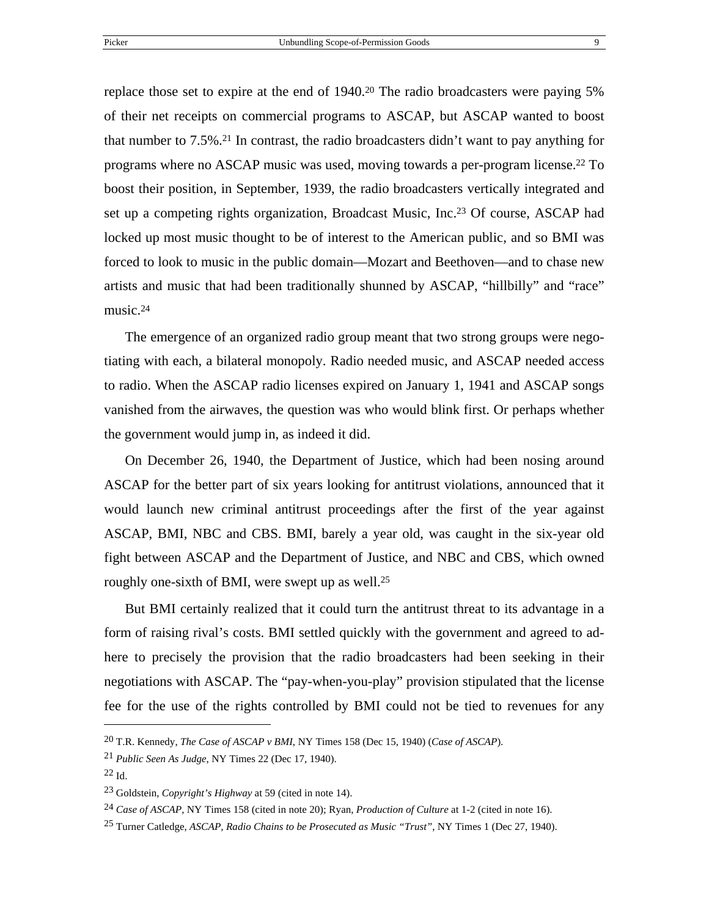replace those set to expire at the end of 1940.[20] The radio broadcasters were paying 5% of their net receipts on commercial programs to ASCAP, but ASCAP wanted to boost that number to 7.5%.[21] In contrast, the radio broadcasters didn't want to pay anything for programs where no ASCAP music was used, moving towards a per-program license.[22] To boost their position, in September, 1939, the radio broadcasters vertically integrated and set up a competing rights organization, Broadcast Music, Inc.[23] Of course, ASCAP had locked up most music thought to be of interest to the American public, and so BMI was forced to look to music in the public domain—Mozart and Beethoven—and to chase new artists and music that had been traditionally shunned by ASCAP, "hillbilly" and "race" music.[24]

The emergence of an organized radio group meant that two strong groups were negotiating with each, a bilateral monopoly. Radio needed music, and ASCAP needed access to radio. When the ASCAP radio licenses expired on January 1, 1941 and ASCAP songs vanished from the airwaves, the question was who would blink first. Or perhaps whether the government would jump in, as indeed it did.

On December 26, 1940, the Department of Justice, which had been nosing around ASCAP for the better part of six years looking for antitrust violations, announced that it would launch new criminal antitrust proceedings after the first of the year against ASCAP, BMI, NBC and CBS. BMI, barely a year old, was caught in the six-year old fight between ASCAP and the Department of Justice, and NBC and CBS, which owned roughly one-sixth of BMI, were swept up as well.[25]

But BMI certainly realized that it could turn the antitrust threat to its advantage in a form of raising rival's costs. BMI settled quickly with the government and agreed to adhere to precisely the provision that the radio broadcasters had been seeking in their negotiations with ASCAP. The "pay-when-you-play" provision stipulated that the license fee for the use of the rights controlled by BMI could not be tied to revenues for any

---

[20] T.R. Kennedy, *The Case of ASCAP v BMI*, NY Times 158 (Dec 15, 1940) (*Case of ASCAP*).

[21] *Public Seen As Judge*, NY Times 22 (Dec 17, 1940).

[22] Id.

[23] Goldstein, *Copyright's Highway* at 59 (cited in note 14).

[24] *Case of ASCAP*, NY Times 158 (cited in note 20); Ryan, *Production of Culture* at 1-2 (cited in note 16).

[25] Turner Catledge, *ASCAP, Radio Chains to be Prosecuted as Music "Trust"*, NY Times 1 (Dec 27, 1940).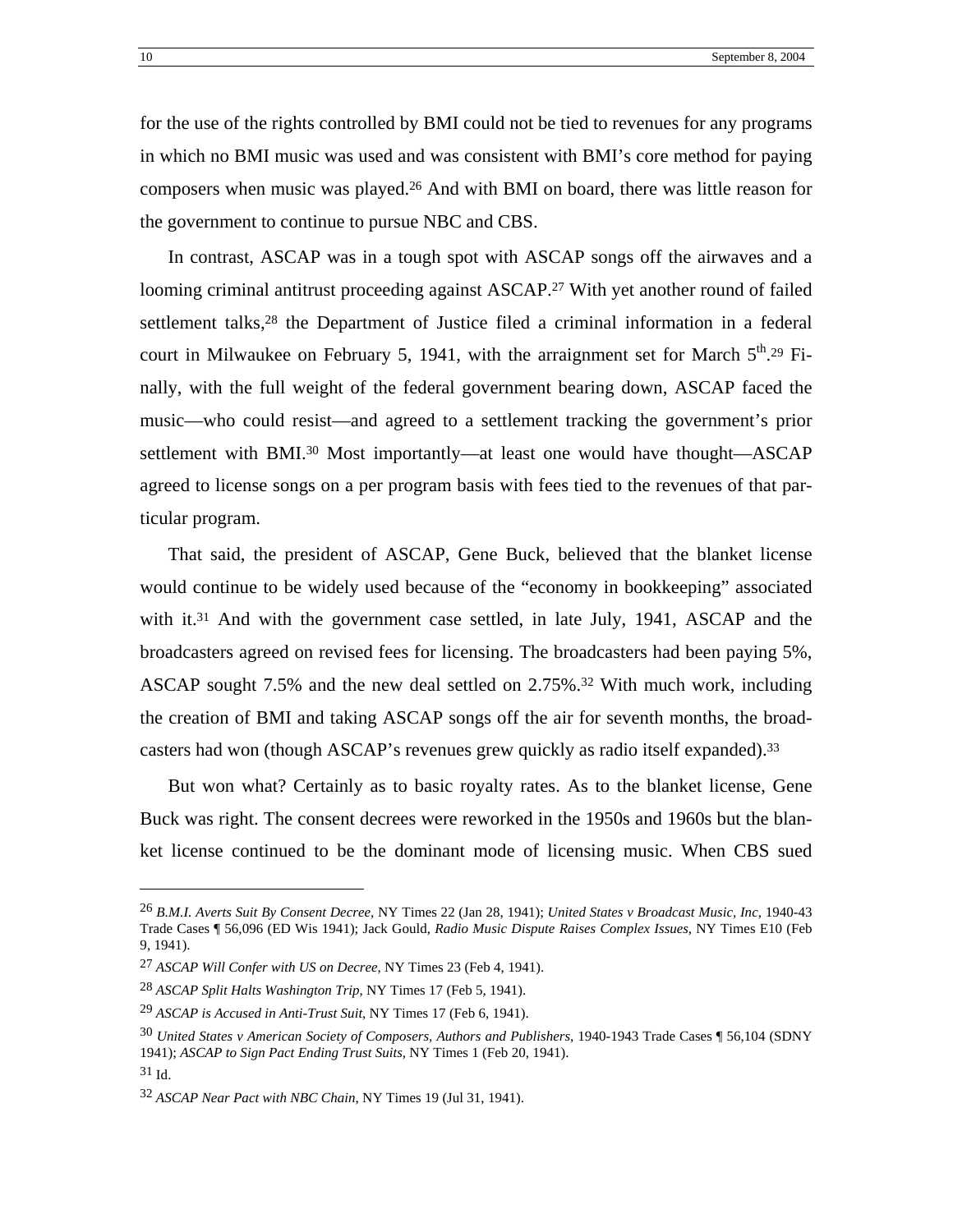for the use of the rights controlled by BMI could not be tied to revenues for any programs in which no BMI music was used and was consistent with BMI's core method for paying composers when music was played.[26] And with BMI on board, there was little reason for the government to continue to pursue NBC and CBS.

In contrast, ASCAP was in a tough spot with ASCAP songs off the airwaves and a looming criminal antitrust proceeding against ASCAP.[27] With yet another round of failed settlement talks,[28] the Department of Justice filed a criminal information in a federal court in Milwaukee on February 5, 1941, with the arraignment set for March 5th.[29] Finally, with the full weight of the federal government bearing down, ASCAP faced the music—who could resist—and agreed to a settlement tracking the government's prior settlement with BMI.[30] Most importantly—at least one would have thought—ASCAP agreed to license songs on a per program basis with fees tied to the revenues of that particular program.

That said, the president of ASCAP, Gene Buck, believed that the blanket license would continue to be widely used because of the "economy in bookkeeping" associated with it.[31] And with the government case settled, in late July, 1941, ASCAP and the broadcasters agreed on revised fees for licensing. The broadcasters had been paying 5%, ASCAP sought 7.5% and the new deal settled on 2.75%.[32] With much work, including the creation of BMI and taking ASCAP songs off the air for seventh months, the broadcasters had won (though ASCAP's revenues grew quickly as radio itself expanded).[33]

But won what? Certainly as to basic royalty rates. As to the blanket license, Gene Buck was right. The consent decrees were reworked in the 1950s and 1960s but the blanket license continued to be the dominant mode of licensing music. When CBS sued

---

[26] *B.M.I. Averts Suit By Consent Decree*, NY Times 22 (Jan 28, 1941); *United States v Broadcast Music, Inc*, 1940-43 Trade Cases ¶ 56,096 (ED Wis 1941); Jack Gould, *Radio Music Dispute Raises Complex Issues*, NY Times E10 (Feb 9, 1941).

[27] *ASCAP Will Confer with US on Decree*, NY Times 23 (Feb 4, 1941).

[28] *ASCAP Split Halts Washington Trip*, NY Times 17 (Feb 5, 1941).

[29] *ASCAP is Accused in Anti-Trust Suit*, NY Times 17 (Feb 6, 1941).

[30] *United States v American Society of Composers, Authors and Publishers*, 1940-1943 Trade Cases ¶ 56,104 (SDNY 1941); *ASCAP to Sign Pact Ending Trust Suits*, NY Times 1 (Feb 20, 1941).

[31] Id.

[32] *ASCAP Near Pact with NBC Chain*, NY Times 19 (Jul 31, 1941).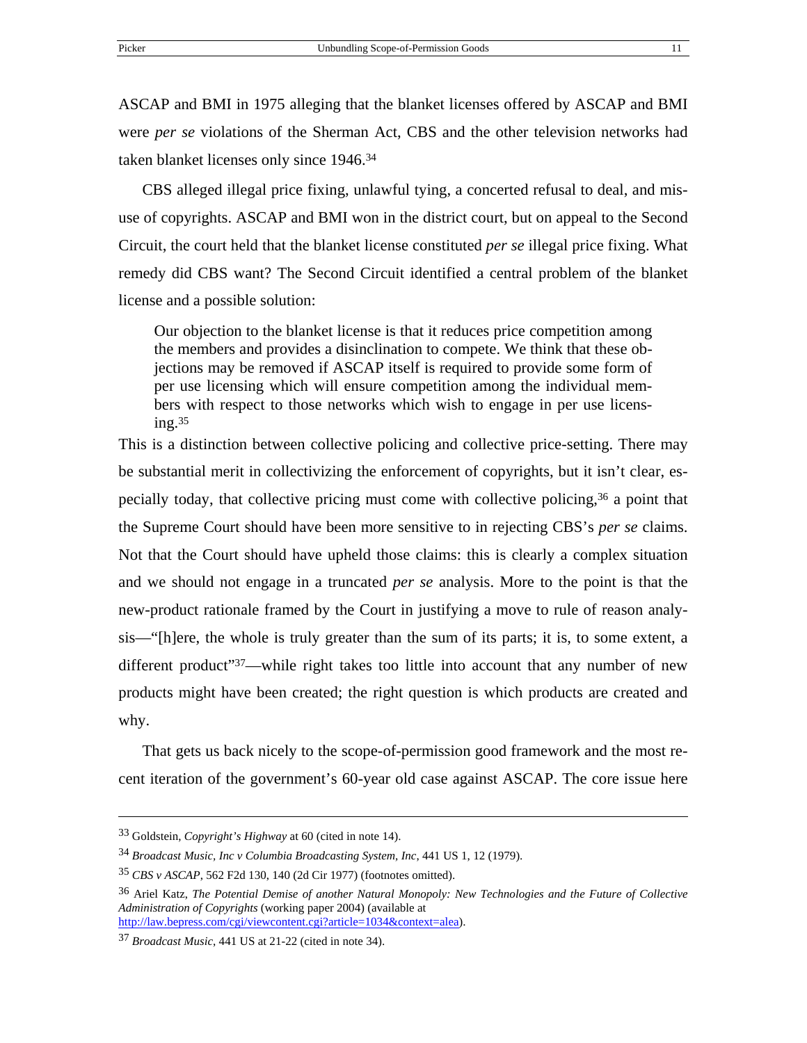ASCAP and BMI in 1975 alleging that the blanket licenses offered by ASCAP and BMI were *per se* violations of the Sherman Act, CBS and the other television networks had taken blanket licenses only since 1946.[34]

CBS alleged illegal price fixing, unlawful tying, a concerted refusal to deal, and misuse of copyrights. ASCAP and BMI won in the district court, but on appeal to the Second Circuit, the court held that the blanket license constituted *per se* illegal price fixing. What remedy did CBS want? The Second Circuit identified a central problem of the blanket license and a possible solution:

> Our objection to the blanket license is that it reduces price competition among the members and provides a disinclination to compete. We think that these objections may be removed if ASCAP itself is required to provide some form of per use licensing which will ensure competition among the individual members with respect to those networks which wish to engage in per use licensing.[35]

This is a distinction between collective policing and collective price-setting. There may be substantial merit in collectivizing the enforcement of copyrights, but it isn't clear, especially today, that collective pricing must come with collective policing,[36] a point that the Supreme Court should have been more sensitive to in rejecting CBS's *per se* claims. Not that the Court should have upheld those claims: this is clearly a complex situation and we should not engage in a truncated *per se* analysis. More to the point is that the new-product rationale framed by the Court in justifying a move to rule of reason analysis—"[h]ere, the whole is truly greater than the sum of its parts; it is, to some extent, a different product"[37]—while right takes too little into account that any number of new products might have been created; the right question is which products are created and why.

That gets us back nicely to the scope-of-permission good framework and the most recent iteration of the government's 60-year old case against ASCAP. The core issue here

---

[33] Goldstein, *Copyright's Highway* at 60 (cited in note 14).

[34] *Broadcast Music, Inc v Columbia Broadcasting System, Inc*, 441 US 1, 12 (1979).

[35] *CBS v ASCAP*, 562 F2d 130, 140 (2d Cir 1977) (footnotes omitted).

[36] Ariel Katz, *The Potential Demise of another Natural Monopoly: New Technologies and the Future of Collective Administration of Copyrights* (working paper 2004) (available at http://law.bepress.com/cgi/viewcontent.cgi?article=1034&context=alea).

[37] *Broadcast Music*, 441 US at 21-22 (cited in note 34).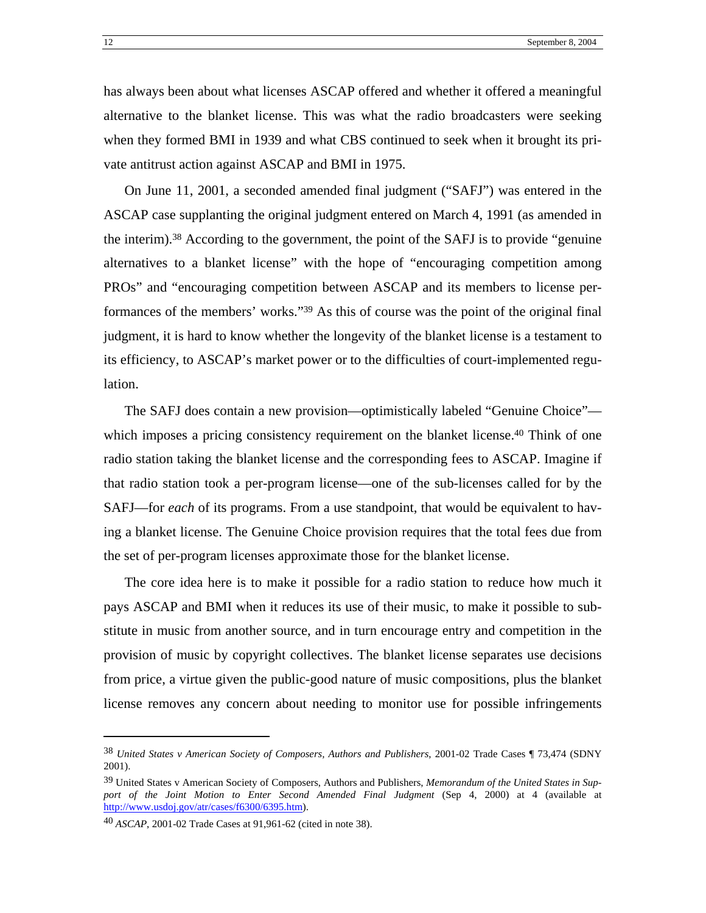has always been about what licenses ASCAP offered and whether it offered a meaningful alternative to the blanket license. This was what the radio broadcasters were seeking when they formed BMI in 1939 and what CBS continued to seek when it brought its private antitrust action against ASCAP and BMI in 1975.

On June 11, 2001, a seconded amended final judgment ("SAFJ") was entered in the ASCAP case supplanting the original judgment entered on March 4, 1991 (as amended in the interim).[38] According to the government, the point of the SAFJ is to provide "genuine alternatives to a blanket license" with the hope of "encouraging competition among PROs" and "encouraging competition between ASCAP and its members to license performances of the members' works."[39] As this of course was the point of the original final judgment, it is hard to know whether the longevity of the blanket license is a testament to its efficiency, to ASCAP's market power or to the difficulties of court-implemented regulation.

The SAFJ does contain a new provision—optimistically labeled "Genuine Choice"—which imposes a pricing consistency requirement on the blanket license.[40] Think of one radio station taking the blanket license and the corresponding fees to ASCAP. Imagine if that radio station took a per-program license—one of the sub-licenses called for by the SAFJ—for *each* of its programs. From a use standpoint, that would be equivalent to having a blanket license. The Genuine Choice provision requires that the total fees due from the set of per-program licenses approximate those for the blanket license.

The core idea here is to make it possible for a radio station to reduce how much it pays ASCAP and BMI when it reduces its use of their music, to make it possible to substitute in music from another source, and in turn encourage entry and competition in the provision of music by copyright collectives. The blanket license separates use decisions from price, a virtue given the public-good nature of music compositions, plus the blanket license removes any concern about needing to monitor use for possible infringements

---

[38] *United States v American Society of Composers, Authors and Publishers*, 2001-02 Trade Cases ¶ 73,474 (SDNY 2001).

[39] United States v American Society of Composers, Authors and Publishers, *Memorandum of the United States in Support of the Joint Motion to Enter Second Amended Final Judgment* (Sep 4, 2000) at 4 (available at http://www.usdoj.gov/atr/cases/f6300/6395.htm).

[40] *ASCAP*, 2001-02 Trade Cases at 91,961-62 (cited in note 38).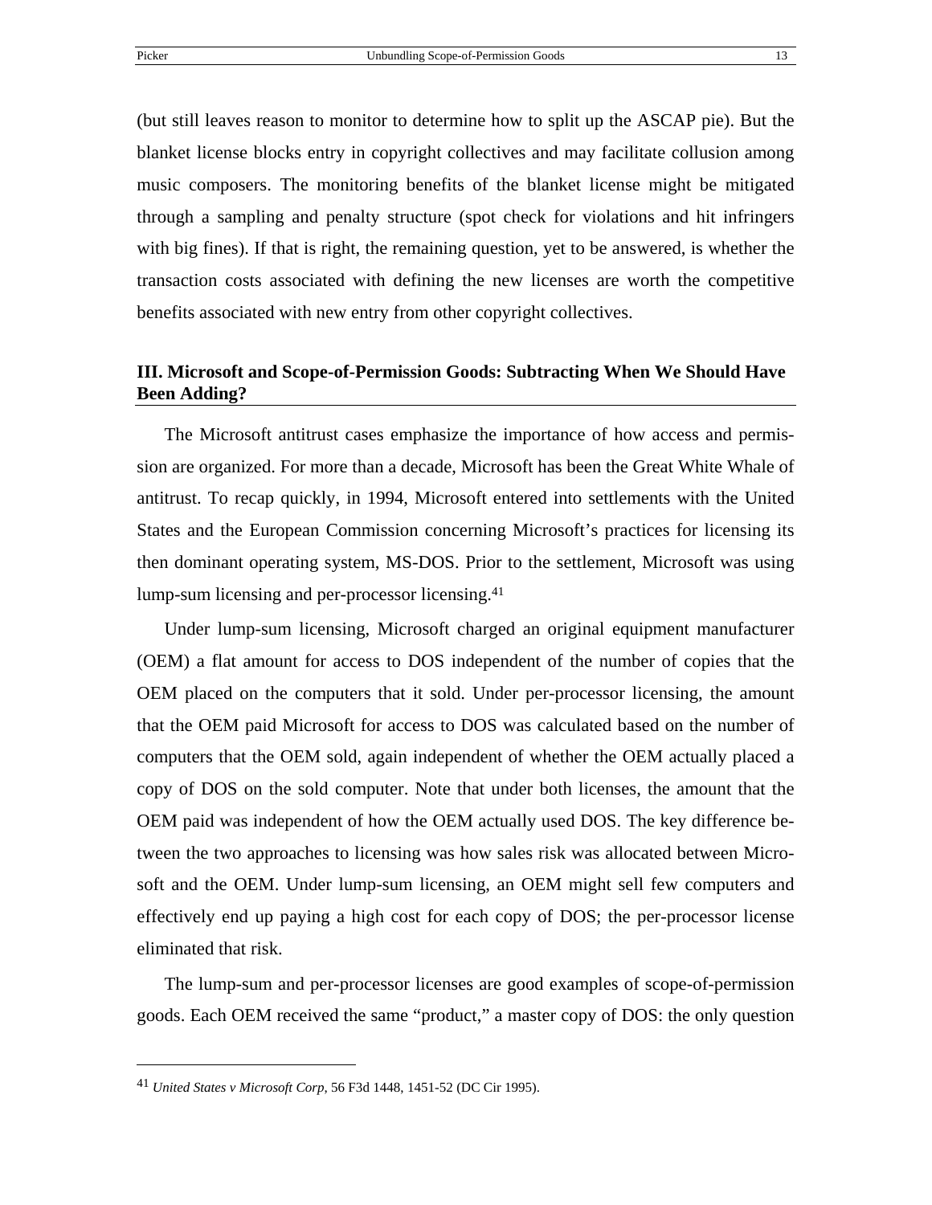(but still leaves reason to monitor to determine how to split up the ASCAP pie). But the blanket license blocks entry in copyright collectives and may facilitate collusion among music composers. The monitoring benefits of the blanket license might be mitigated through a sampling and penalty structure (spot check for violations and hit infringers with big fines). If that is right, the remaining question, yet to be answered, is whether the transaction costs associated with defining the new licenses are worth the competitive benefits associated with new entry from other copyright collectives.

## III. Microsoft and Scope-of-Permission Goods: Subtracting When We Should Have Been Adding?

The Microsoft antitrust cases emphasize the importance of how access and permission are organized. For more than a decade, Microsoft has been the Great White Whale of antitrust. To recap quickly, in 1994, Microsoft entered into settlements with the United States and the European Commission concerning Microsoft's practices for licensing its then dominant operating system, MS-DOS. Prior to the settlement, Microsoft was using lump-sum licensing and per-processor licensing.[41]

Under lump-sum licensing, Microsoft charged an original equipment manufacturer (OEM) a flat amount for access to DOS independent of the number of copies that the OEM placed on the computers that it sold. Under per-processor licensing, the amount that the OEM paid Microsoft for access to DOS was calculated based on the number of computers that the OEM sold, again independent of whether the OEM actually placed a copy of DOS on the sold computer. Note that under both licenses, the amount that the OEM paid was independent of how the OEM actually used DOS. The key difference between the two approaches to licensing was how sales risk was allocated between Microsoft and the OEM. Under lump-sum licensing, an OEM might sell few computers and effectively end up paying a high cost for each copy of DOS; the per-processor license eliminated that risk.

The lump-sum and per-processor licenses are good examples of scope-of-permission goods. Each OEM received the same "product," a master copy of DOS: the only question

---

[41] *United States v Microsoft Corp*, 56 F3d 1448, 1451-52 (DC Cir 1995).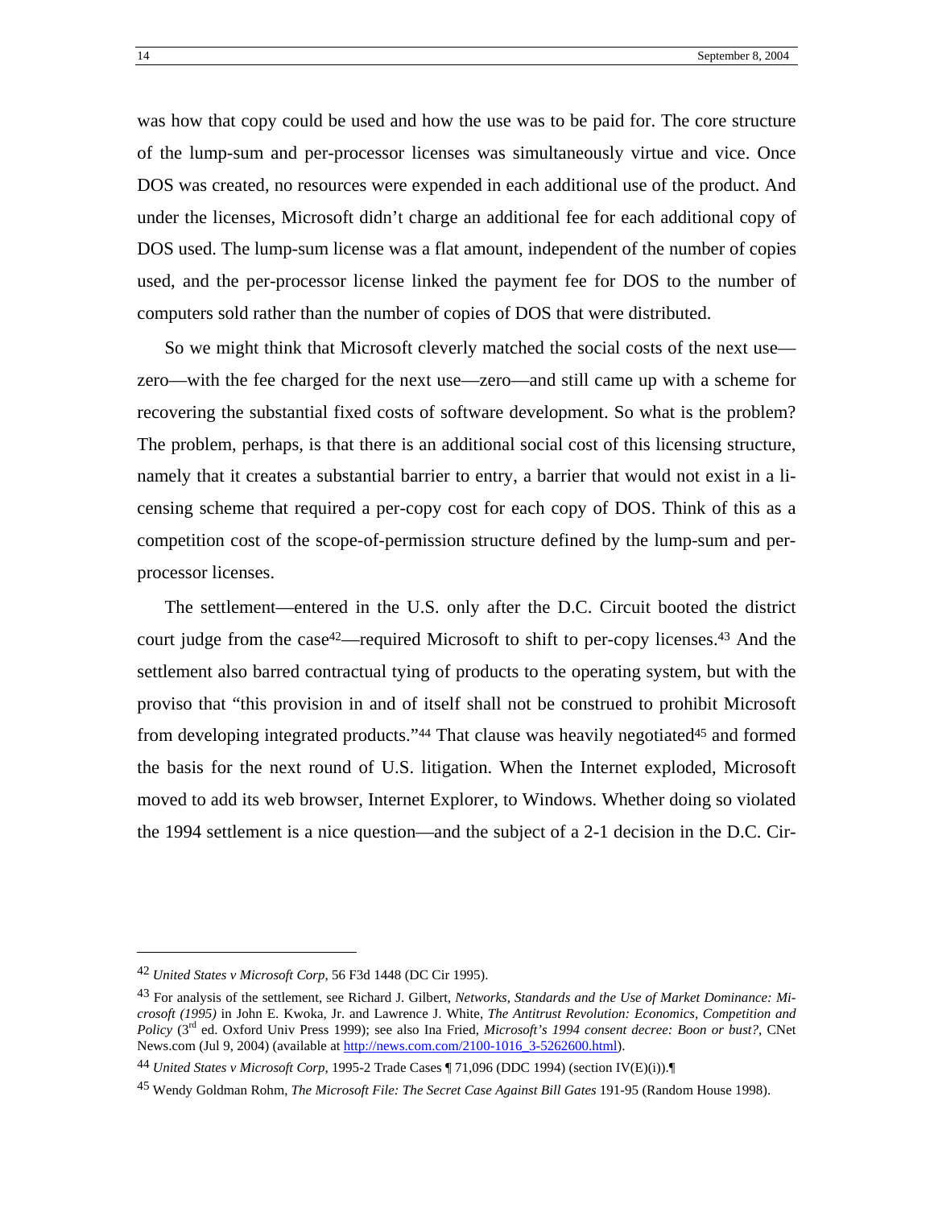was how that copy could be used and how the use was to be paid for. The core structure of the lump-sum and per-processor licenses was simultaneously virtue and vice. Once DOS was created, no resources were expended in each additional use of the product. And under the licenses, Microsoft didn't charge an additional fee for each additional copy of DOS used. The lump-sum license was a flat amount, independent of the number of copies used, and the per-processor license linked the payment fee for DOS to the number of computers sold rather than the number of copies of DOS that were distributed.

So we might think that Microsoft cleverly matched the social costs of the next use—zero—with the fee charged for the next use—zero—and still came up with a scheme for recovering the substantial fixed costs of software development. So what is the problem? The problem, perhaps, is that there is an additional social cost of this licensing structure, namely that it creates a substantial barrier to entry, a barrier that would not exist in a licensing scheme that required a per-copy cost for each copy of DOS. Think of this as a competition cost of the scope-of-permission structure defined by the lump-sum and per-processor licenses.

The settlement—entered in the U.S. only after the D.C. Circuit booted the district court judge from the case[42]—required Microsoft to shift to per-copy licenses.[43] And the settlement also barred contractual tying of products to the operating system, but with the proviso that "this provision in and of itself shall not be construed to prohibit Microsoft from developing integrated products."[44] That clause was heavily negotiated[45] and formed the basis for the next round of U.S. litigation. When the Internet exploded, Microsoft moved to add its web browser, Internet Explorer, to Windows. Whether doing so violated the 1994 settlement is a nice question—and the subject of a 2-1 decision in the D.C. Cir-

---

[42] *United States v Microsoft Corp*, 56 F3d 1448 (DC Cir 1995).

[43] For analysis of the settlement, see Richard J. Gilbert, *Networks, Standards and the Use of Market Dominance: Microsoft (1995)* in John E. Kwoka, Jr. and Lawrence J. White, *The Antitrust Revolution: Economics, Competition and Policy* (3rd ed. Oxford Univ Press 1999); see also Ina Fried, *Microsoft's 1994 consent decree: Boon or bust?*, CNet News.com (Jul 9, 2004) (available at http://news.com.com/2100-1016_3-5262600.html).

[44] *United States v Microsoft Corp*, 1995-2 Trade Cases ¶ 71,096 (DDC 1994) (section IV(E)(i)).¶

[45] Wendy Goldman Rohm, *The Microsoft File: The Secret Case Against Bill Gates* 191-95 (Random House 1998).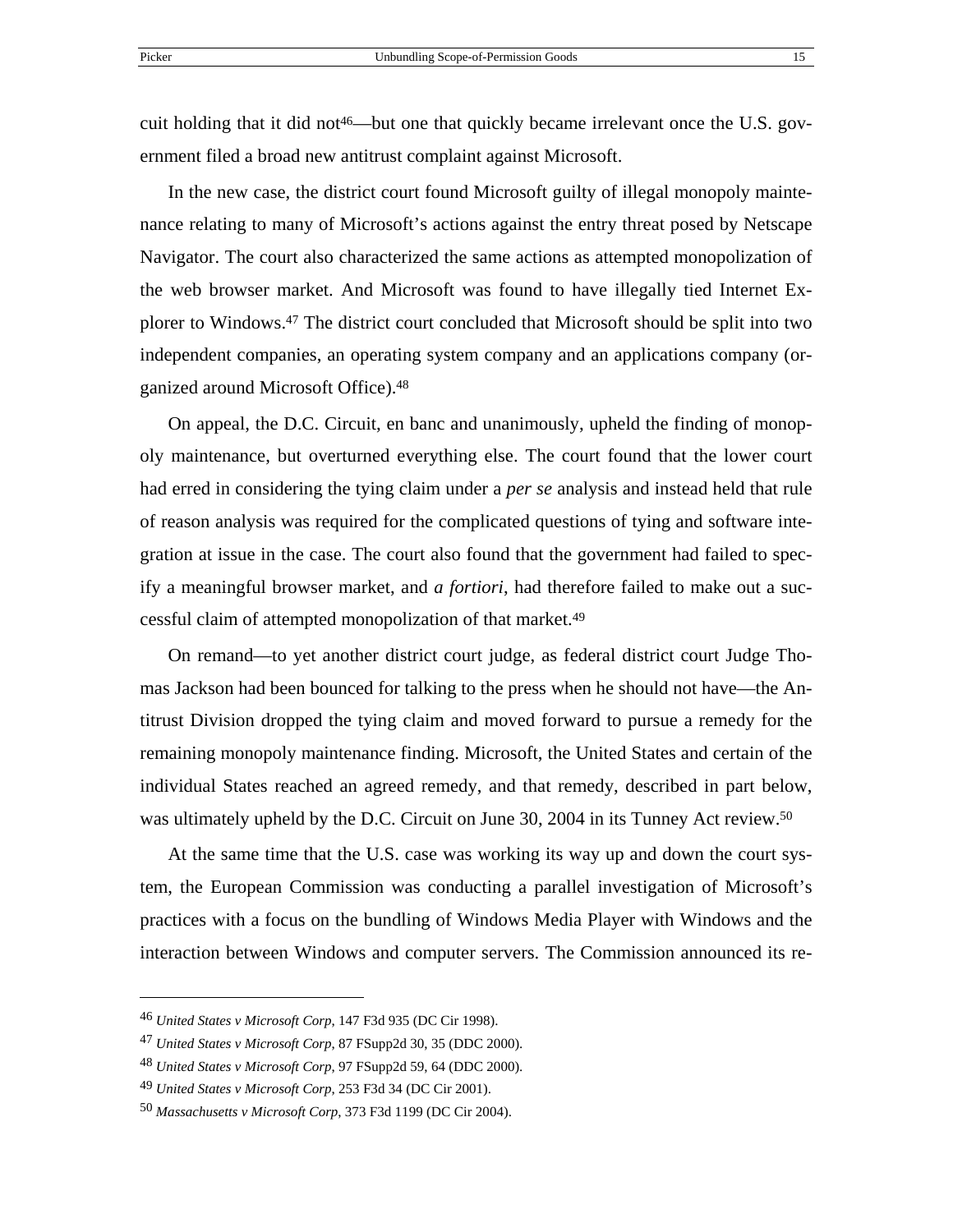cuit holding that it did not[46]—but one that quickly became irrelevant once the U.S. government filed a broad new antitrust complaint against Microsoft.

In the new case, the district court found Microsoft guilty of illegal monopoly maintenance relating to many of Microsoft's actions against the entry threat posed by Netscape Navigator. The court also characterized the same actions as attempted monopolization of the web browser market. And Microsoft was found to have illegally tied Internet Explorer to Windows.[47] The district court concluded that Microsoft should be split into two independent companies, an operating system company and an applications company (organized around Microsoft Office).[48]

On appeal, the D.C. Circuit, en banc and unanimously, upheld the finding of monopoly maintenance, but overturned everything else. The court found that the lower court had erred in considering the tying claim under a *per se* analysis and instead held that rule of reason analysis was required for the complicated questions of tying and software integration at issue in the case. The court also found that the government had failed to specify a meaningful browser market, and *a fortiori*, had therefore failed to make out a successful claim of attempted monopolization of that market.[49]

On remand—to yet another district court judge, as federal district court Judge Thomas Jackson had been bounced for talking to the press when he should not have—the Antitrust Division dropped the tying claim and moved forward to pursue a remedy for the remaining monopoly maintenance finding. Microsoft, the United States and certain of the individual States reached an agreed remedy, and that remedy, described in part below, was ultimately upheld by the D.C. Circuit on June 30, 2004 in its Tunney Act review.[50]

At the same time that the U.S. case was working its way up and down the court system, the European Commission was conducting a parallel investigation of Microsoft's practices with a focus on the bundling of Windows Media Player with Windows and the interaction between Windows and computer servers. The Commission announced its re-

---

[46] *United States v Microsoft Corp*, 147 F3d 935 (DC Cir 1998).

[47] *United States v Microsoft Corp*, 87 FSupp2d 30, 35 (DDC 2000).

[48] *United States v Microsoft Corp*, 97 FSupp2d 59, 64 (DDC 2000).

[49] *United States v Microsoft Corp*, 253 F3d 34 (DC Cir 2001).

[50] *Massachusetts v Microsoft Corp*, 373 F3d 1199 (DC Cir 2004).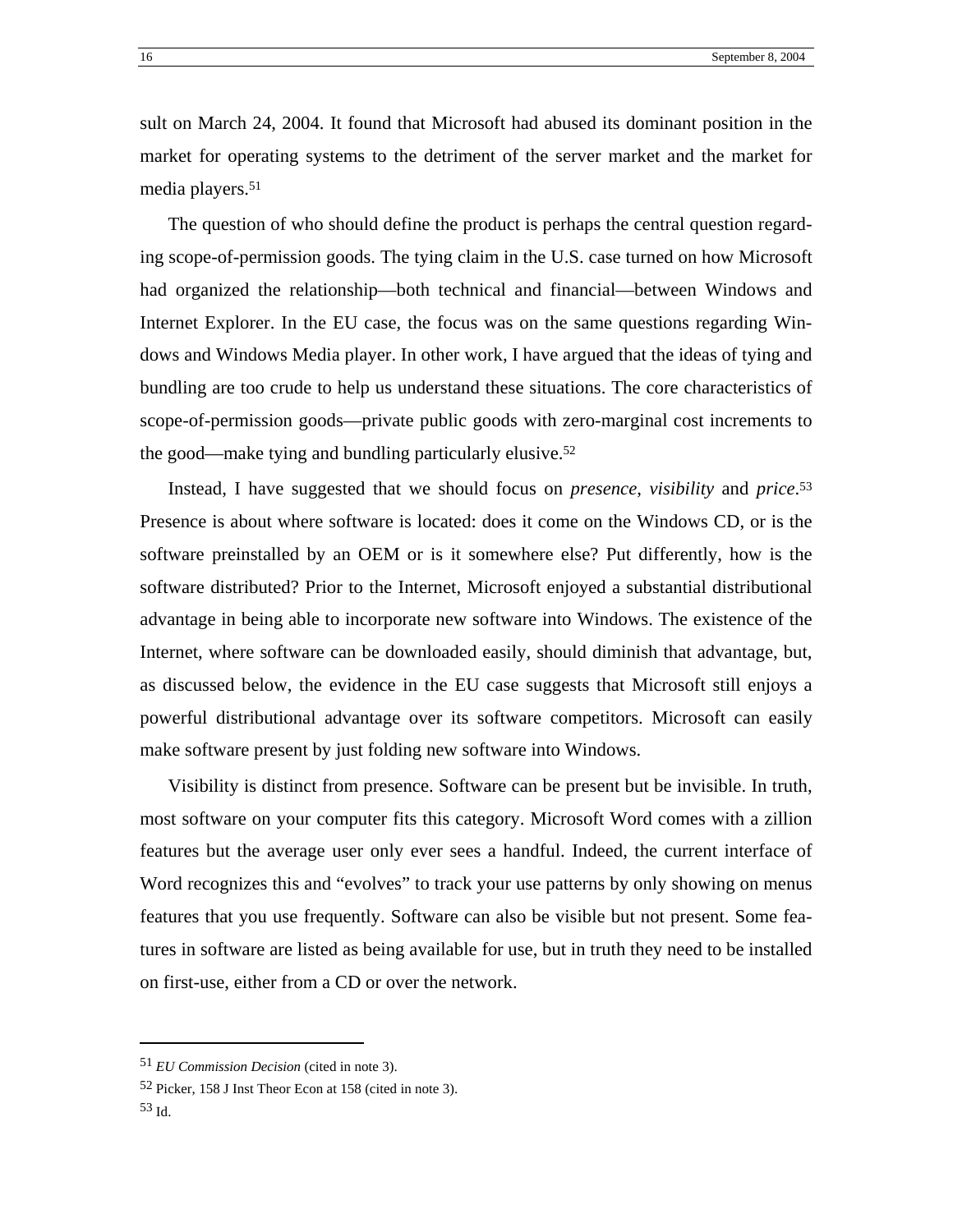sult on March 24, 2004. It found that Microsoft had abused its dominant position in the market for operating systems to the detriment of the server market and the market for media players.[51]

The question of who should define the product is perhaps the central question regarding scope-of-permission goods. The tying claim in the U.S. case turned on how Microsoft had organized the relationship—both technical and financial—between Windows and Internet Explorer. In the EU case, the focus was on the same questions regarding Windows and Windows Media player. In other work, I have argued that the ideas of tying and bundling are too crude to help us understand these situations. The core characteristics of scope-of-permission goods—private public goods with zero-marginal cost increments to the good—make tying and bundling particularly elusive.[52]

Instead, I have suggested that we should focus on *presence*, *visibility* and *price*.[53] Presence is about where software is located: does it come on the Windows CD, or is the software preinstalled by an OEM or is it somewhere else? Put differently, how is the software distributed? Prior to the Internet, Microsoft enjoyed a substantial distributional advantage in being able to incorporate new software into Windows. The existence of the Internet, where software can be downloaded easily, should diminish that advantage, but, as discussed below, the evidence in the EU case suggests that Microsoft still enjoys a powerful distributional advantage over its software competitors. Microsoft can easily make software present by just folding new software into Windows.

Visibility is distinct from presence. Software can be present but be invisible. In truth, most software on your computer fits this category. Microsoft Word comes with a zillion features but the average user only ever sees a handful. Indeed, the current interface of Word recognizes this and "evolves" to track your use patterns by only showing on menus features that you use frequently. Software can also be visible but not present. Some features in software are listed as being available for use, but in truth they need to be installed on first-use, either from a CD or over the network.

---

[51] *EU Commission Decision* (cited in note 3).

[52] Picker, 158 J Inst Theor Econ at 158 (cited in note 3).

[53] Id.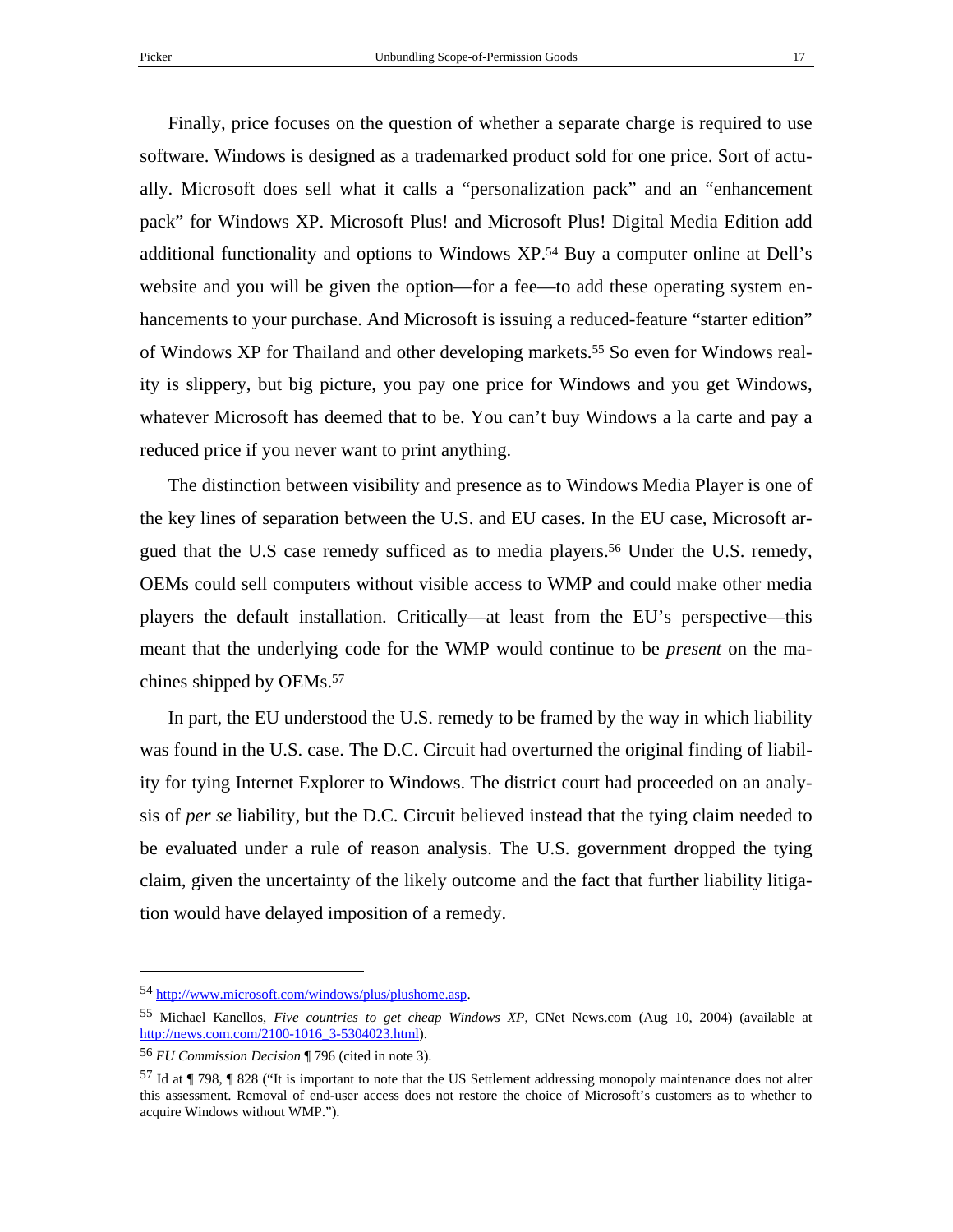Finally, price focuses on the question of whether a separate charge is required to use software. Windows is designed as a trademarked product sold for one price. Sort of actually. Microsoft does sell what it calls a "personalization pack" and an "enhancement pack" for Windows XP. Microsoft Plus! and Microsoft Plus! Digital Media Edition add additional functionality and options to Windows XP.[54] Buy a computer online at Dell's website and you will be given the option—for a fee—to add these operating system enhancements to your purchase. And Microsoft is issuing a reduced-feature "starter edition" of Windows XP for Thailand and other developing markets.[55] So even for Windows reality is slippery, but big picture, you pay one price for Windows and you get Windows, whatever Microsoft has deemed that to be. You can't buy Windows a la carte and pay a reduced price if you never want to print anything.

The distinction between visibility and presence as to Windows Media Player is one of the key lines of separation between the U.S. and EU cases. In the EU case, Microsoft argued that the U.S case remedy sufficed as to media players.[56] Under the U.S. remedy, OEMs could sell computers without visible access to WMP and could make other media players the default installation. Critically—at least from the EU's perspective—this meant that the underlying code for the WMP would continue to be *present* on the machines shipped by OEMs.[57]

In part, the EU understood the U.S. remedy to be framed by the way in which liability was found in the U.S. case. The D.C. Circuit had overturned the original finding of liability for tying Internet Explorer to Windows. The district court had proceeded on an analysis of *per se* liability, but the D.C. Circuit believed instead that the tying claim needed to be evaluated under a rule of reason analysis. The U.S. government dropped the tying claim, given the uncertainty of the likely outcome and the fact that further liability litigation would have delayed imposition of a remedy.

---

[54] http://www.microsoft.com/windows/plus/plushome.asp.

[55] Michael Kanellos, *Five countries to get cheap Windows XP*, CNet News.com (Aug 10, 2004) (available at http://news.com.com/2100-1016_3-5304023.html).

[56] *EU Commission Decision* ¶ 796 (cited in note 3).

[57] Id at ¶ 798, ¶ 828 ("It is important to note that the US Settlement addressing monopoly maintenance does not alter this assessment. Removal of end-user access does not restore the choice of Microsoft's customers as to whether to acquire Windows without WMP.").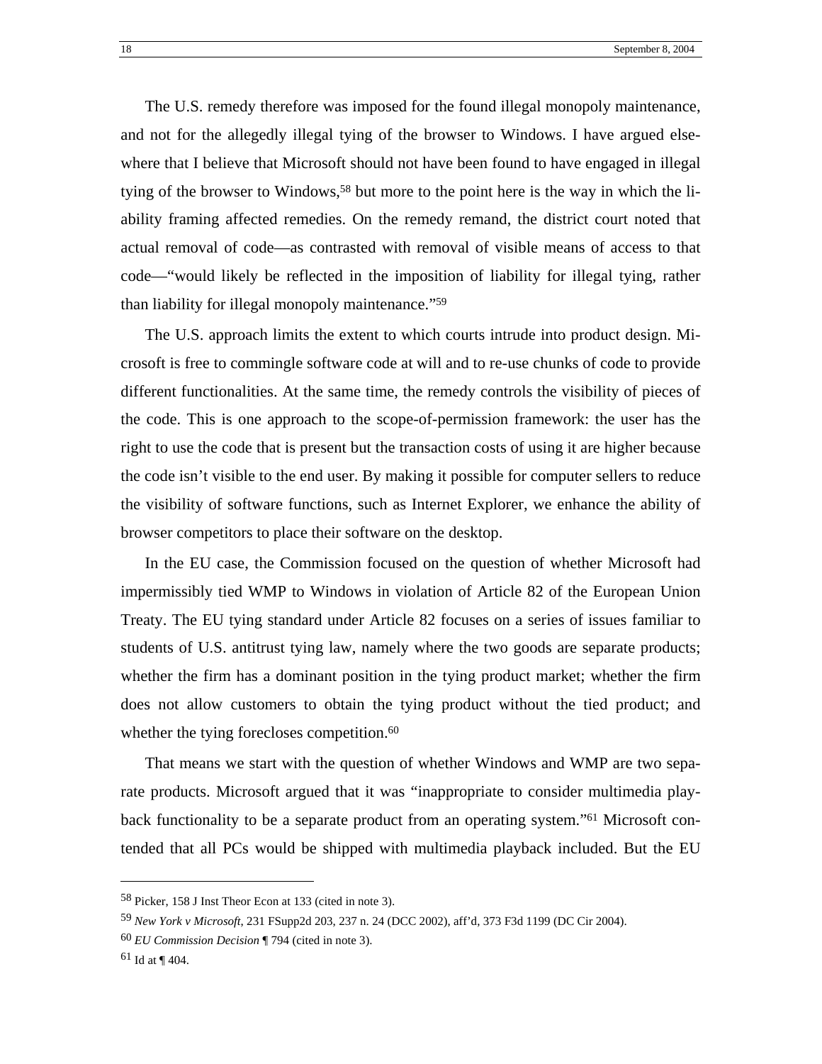The U.S. remedy therefore was imposed for the found illegal monopoly maintenance, and not for the allegedly illegal tying of the browser to Windows. I have argued elsewhere that I believe that Microsoft should not have been found to have engaged in illegal tying of the browser to Windows,[58] but more to the point here is the way in which the liability framing affected remedies. On the remedy remand, the district court noted that actual removal of code—as contrasted with removal of visible means of access to that code—"would likely be reflected in the imposition of liability for illegal tying, rather than liability for illegal monopoly maintenance."[59]

The U.S. approach limits the extent to which courts intrude into product design. Microsoft is free to commingle software code at will and to re-use chunks of code to provide different functionalities. At the same time, the remedy controls the visibility of pieces of the code. This is one approach to the scope-of-permission framework: the user has the right to use the code that is present but the transaction costs of using it are higher because the code isn't visible to the end user. By making it possible for computer sellers to reduce the visibility of software functions, such as Internet Explorer, we enhance the ability of browser competitors to place their software on the desktop.

In the EU case, the Commission focused on the question of whether Microsoft had impermissibly tied WMP to Windows in violation of Article 82 of the European Union Treaty. The EU tying standard under Article 82 focuses on a series of issues familiar to students of U.S. antitrust tying law, namely where the two goods are separate products; whether the firm has a dominant position in the tying product market; whether the firm does not allow customers to obtain the tying product without the tied product; and whether the tying forecloses competition.[60]

That means we start with the question of whether Windows and WMP are two separate products. Microsoft argued that it was "inappropriate to consider multimedia playback functionality to be a separate product from an operating system."[61] Microsoft contended that all PCs would be shipped with multimedia playback included. But the EU

---

[58] Picker, 158 J Inst Theor Econ at 133 (cited in note 3).

[59] *New York v Microsoft*, 231 FSupp2d 203, 237 n. 24 (DCC 2002), aff'd, 373 F3d 1199 (DC Cir 2004).

[60] *EU Commission Decision* ¶ 794 (cited in note 3).

[61] Id at ¶ 404.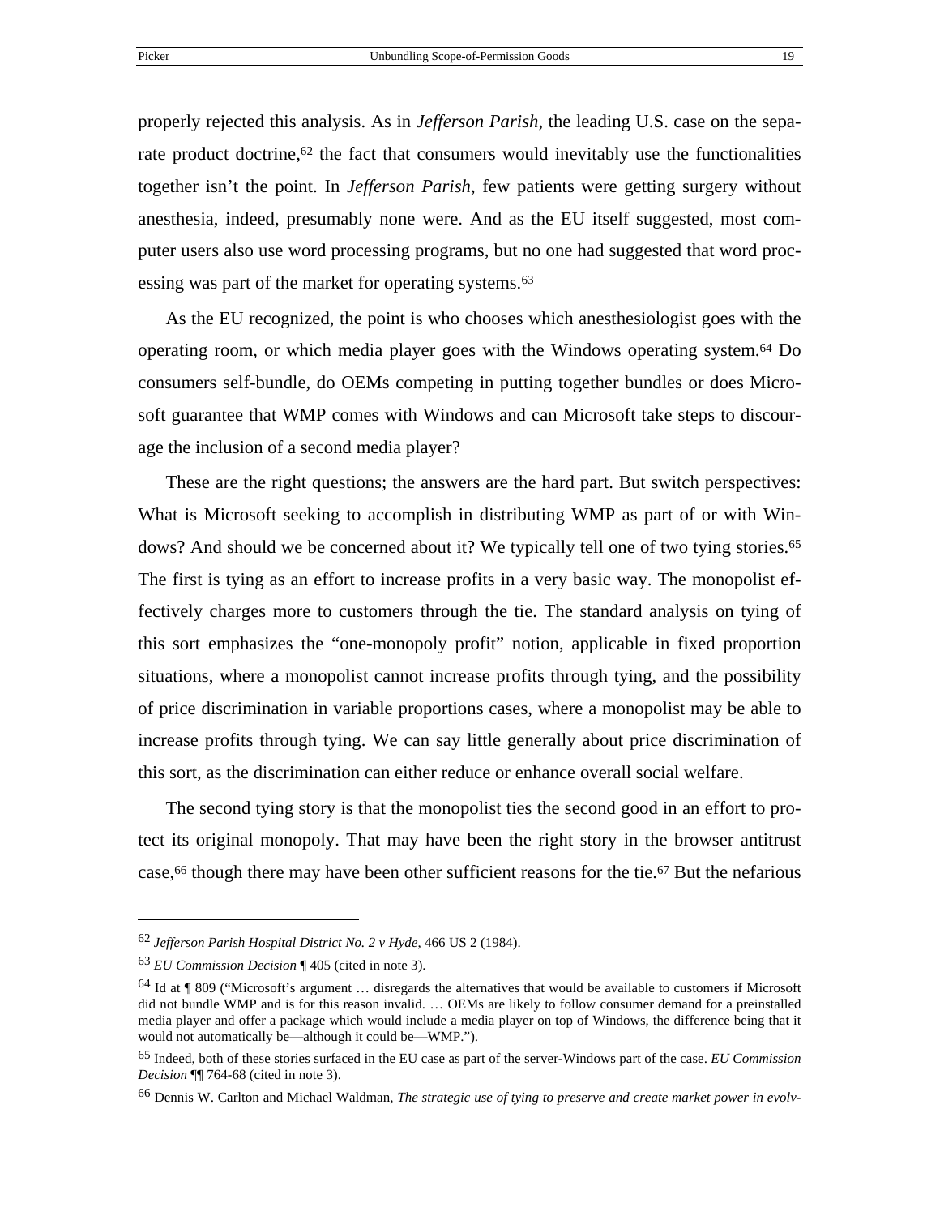properly rejected this analysis. As in *Jefferson Parish*, the leading U.S. case on the separate product doctrine,[62] the fact that consumers would inevitably use the functionalities together isn't the point. In *Jefferson Parish*, few patients were getting surgery without anesthesia, indeed, presumably none were. And as the EU itself suggested, most computer users also use word processing programs, but no one had suggested that word processing was part of the market for operating systems.[63]

As the EU recognized, the point is who chooses which anesthesiologist goes with the operating room, or which media player goes with the Windows operating system.[64] Do consumers self-bundle, do OEMs competing in putting together bundles or does Microsoft guarantee that WMP comes with Windows and can Microsoft take steps to discourage the inclusion of a second media player?

These are the right questions; the answers are the hard part. But switch perspectives: What is Microsoft seeking to accomplish in distributing WMP as part of or with Windows? And should we be concerned about it? We typically tell one of two tying stories.[65] The first is tying as an effort to increase profits in a very basic way. The monopolist effectively charges more to customers through the tie. The standard analysis on tying of this sort emphasizes the "one-monopoly profit" notion, applicable in fixed proportion situations, where a monopolist cannot increase profits through tying, and the possibility of price discrimination in variable proportions cases, where a monopolist may be able to increase profits through tying. We can say little generally about price discrimination of this sort, as the discrimination can either reduce or enhance overall social welfare.

The second tying story is that the monopolist ties the second good in an effort to protect its original monopoly. That may have been the right story in the browser antitrust case,[66] though there may have been other sufficient reasons for the tie.[67] But the nefarious

---

[62] *Jefferson Parish Hospital District No. 2 v Hyde*, 466 US 2 (1984).

[63] *EU Commission Decision* ¶ 405 (cited in note 3).

[64] Id at ¶ 809 ("Microsoft's argument … disregards the alternatives that would be available to customers if Microsoft did not bundle WMP and is for this reason invalid. … OEMs are likely to follow consumer demand for a preinstalled media player and offer a package which would include a media player on top of Windows, the difference being that it would not automatically be—although it could be—WMP.").

[65] Indeed, both of these stories surfaced in the EU case as part of the server-Windows part of the case. *EU Commission Decision* ¶¶ 764-68 (cited in note 3).

[66] Dennis W. Carlton and Michael Waldman, *The strategic use of tying to preserve and create market power in evolv-*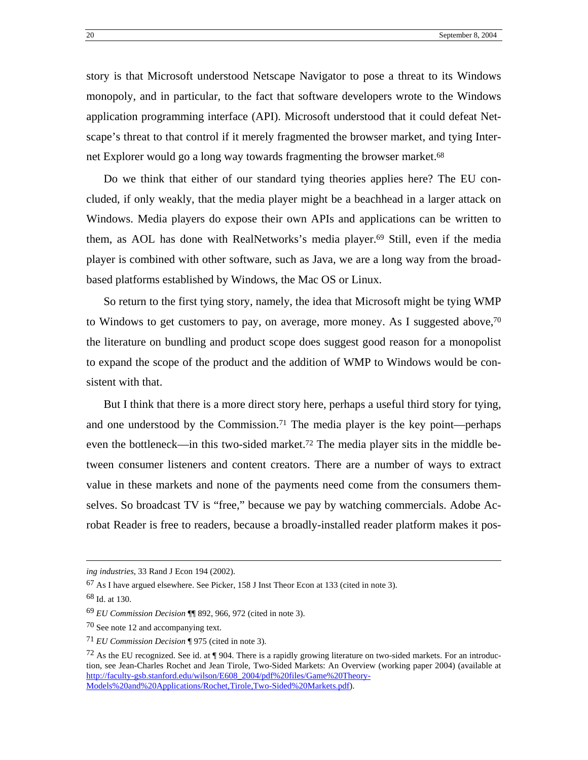story is that Microsoft understood Netscape Navigator to pose a threat to its Windows monopoly, and in particular, to the fact that software developers wrote to the Windows application programming interface (API). Microsoft understood that it could defeat Netscape's threat to that control if it merely fragmented the browser market, and tying Internet Explorer would go a long way towards fragmenting the browser market.[68]

Do we think that either of our standard tying theories applies here? The EU concluded, if only weakly, that the media player might be a beachhead in a larger attack on Windows. Media players do expose their own APIs and applications can be written to them, as AOL has done with RealNetworks's media player.[69] Still, even if the media player is combined with other software, such as Java, we are a long way from the broad-based platforms established by Windows, the Mac OS or Linux.

So return to the first tying story, namely, the idea that Microsoft might be tying WMP to Windows to get customers to pay, on average, more money. As I suggested above,[70] the literature on bundling and product scope does suggest good reason for a monopolist to expand the scope of the product and the addition of WMP to Windows would be consistent with that.

But I think that there is a more direct story here, perhaps a useful third story for tying, and one understood by the Commission.[71] The media player is the key point—perhaps even the bottleneck—in this two-sided market.[72] The media player sits in the middle between consumer listeners and content creators. There are a number of ways to extract value in these markets and none of the payments need come from the consumers themselves. So broadcast TV is "free," because we pay by watching commercials. Adobe Acrobat Reader is free to readers, because a broadly-installed reader platform makes it pos-

---

*ing industries*, 33 Rand J Econ 194 (2002).

67 As I have argued elsewhere. See Picker, 158 J Inst Theor Econ at 133 (cited in note 3).

68 Id. at 130.

69 *EU Commission Decision* ¶¶ 892, 966, 972 (cited in note 3).

70 See note 12 and accompanying text.

71 *EU Commission Decision* ¶ 975 (cited in note 3).

72 As the EU recognized. See id. at ¶ 904. There is a rapidly growing literature on two-sided markets. For an introduction, see Jean-Charles Rochet and Jean Tirole, Two-Sided Markets: An Overview (working paper 2004) (available at http://faculty-gsb.stanford.edu/wilson/E608_2004/pdf%20files/Game%20Theory-Models%20and%20Applications/Rochet,Tirole,Two-Sided%20Markets.pdf).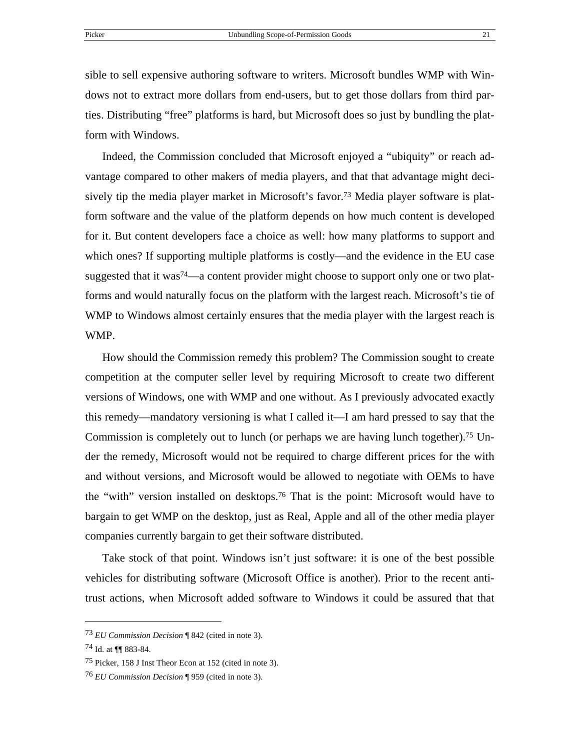sible to sell expensive authoring software to writers. Microsoft bundles WMP with Windows not to extract more dollars from end-users, but to get those dollars from third parties. Distributing "free" platforms is hard, but Microsoft does so just by bundling the platform with Windows.

Indeed, the Commission concluded that Microsoft enjoyed a "ubiquity" or reach advantage compared to other makers of media players, and that that advantage might decisively tip the media player market in Microsoft's favor.[73] Media player software is platform software and the value of the platform depends on how much content is developed for it. But content developers face a choice as well: how many platforms to support and which ones? If supporting multiple platforms is costly—and the evidence in the EU case suggested that it was[74]—a content provider might choose to support only one or two platforms and would naturally focus on the platform with the largest reach. Microsoft's tie of WMP to Windows almost certainly ensures that the media player with the largest reach is WMP.

How should the Commission remedy this problem? The Commission sought to create competition at the computer seller level by requiring Microsoft to create two different versions of Windows, one with WMP and one without. As I previously advocated exactly this remedy—mandatory versioning is what I called it—I am hard pressed to say that the Commission is completely out to lunch (or perhaps we are having lunch together).[75] Under the remedy, Microsoft would not be required to charge different prices for the with and without versions, and Microsoft would be allowed to negotiate with OEMs to have the "with" version installed on desktops.[76] That is the point: Microsoft would have to bargain to get WMP on the desktop, just as Real, Apple and all of the other media player companies currently bargain to get their software distributed.

Take stock of that point. Windows isn't just software: it is one of the best possible vehicles for distributing software (Microsoft Office is another). Prior to the recent antitrust actions, when Microsoft added software to Windows it could be assured that that

---

[73] *EU Commission Decision* ¶ 842 (cited in note 3).

[74] Id. at ¶¶ 883-84.

[75] Picker, 158 J Inst Theor Econ at 152 (cited in note 3).

[76] *EU Commission Decision* ¶ 959 (cited in note 3).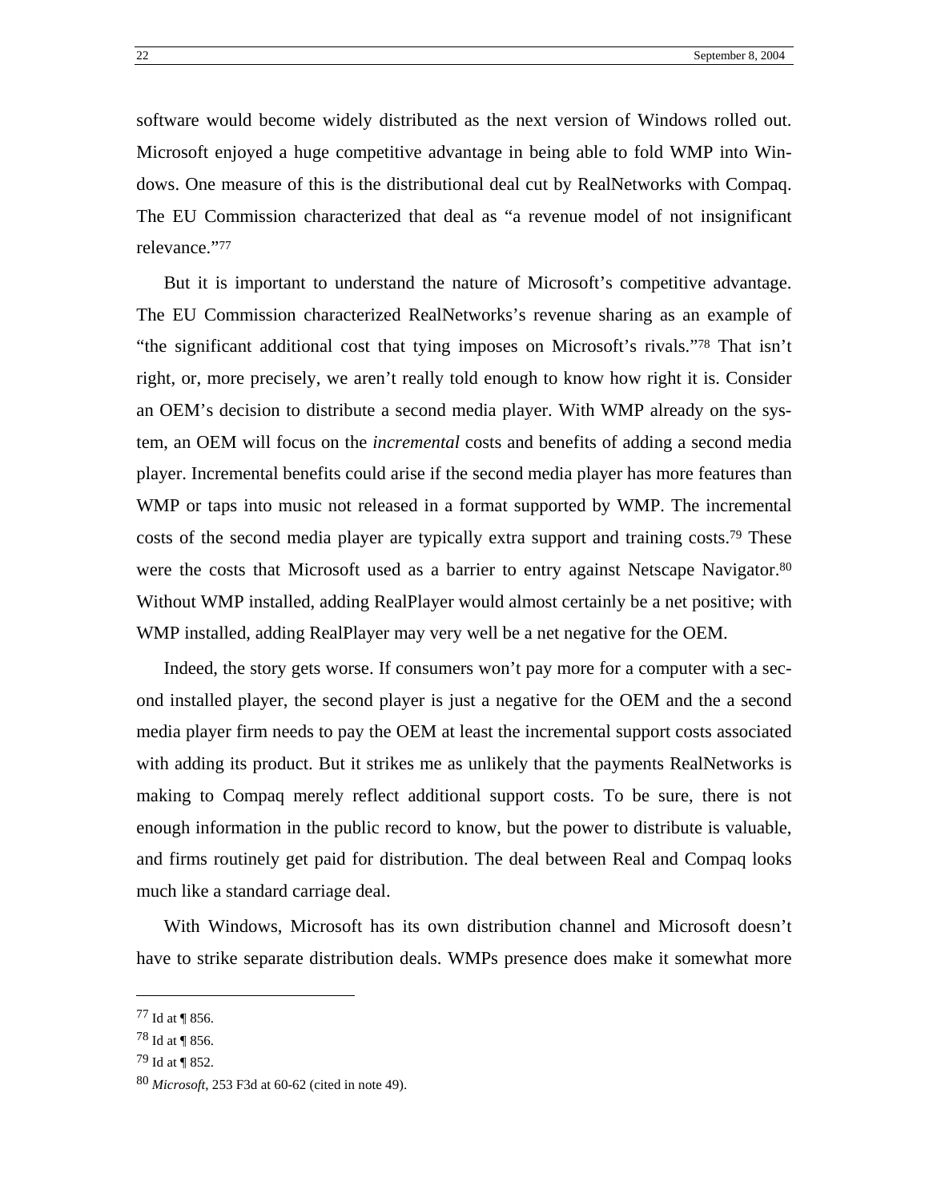software would become widely distributed as the next version of Windows rolled out. Microsoft enjoyed a huge competitive advantage in being able to fold WMP into Windows. One measure of this is the distributional deal cut by RealNetworks with Compaq. The EU Commission characterized that deal as "a revenue model of not insignificant relevance."[77]

But it is important to understand the nature of Microsoft's competitive advantage. The EU Commission characterized RealNetworks's revenue sharing as an example of "the significant additional cost that tying imposes on Microsoft's rivals."[78] That isn't right, or, more precisely, we aren't really told enough to know how right it is. Consider an OEM's decision to distribute a second media player. With WMP already on the system, an OEM will focus on the *incremental* costs and benefits of adding a second media player. Incremental benefits could arise if the second media player has more features than WMP or taps into music not released in a format supported by WMP. The incremental costs of the second media player are typically extra support and training costs.[79] These were the costs that Microsoft used as a barrier to entry against Netscape Navigator.[80] Without WMP installed, adding RealPlayer would almost certainly be a net positive; with WMP installed, adding RealPlayer may very well be a net negative for the OEM.

Indeed, the story gets worse. If consumers won't pay more for a computer with a second installed player, the second player is just a negative for the OEM and the a second media player firm needs to pay the OEM at least the incremental support costs associated with adding its product. But it strikes me as unlikely that the payments RealNetworks is making to Compaq merely reflect additional support costs. To be sure, there is not enough information in the public record to know, but the power to distribute is valuable, and firms routinely get paid for distribution. The deal between Real and Compaq looks much like a standard carriage deal.

With Windows, Microsoft has its own distribution channel and Microsoft doesn't have to strike separate distribution deals. WMPs presence does make it somewhat more

---

[77] Id at ¶ 856.

[78] Id at ¶ 856.

[79] Id at ¶ 852.

[80] *Microsoft*, 253 F3d at 60-62 (cited in note 49).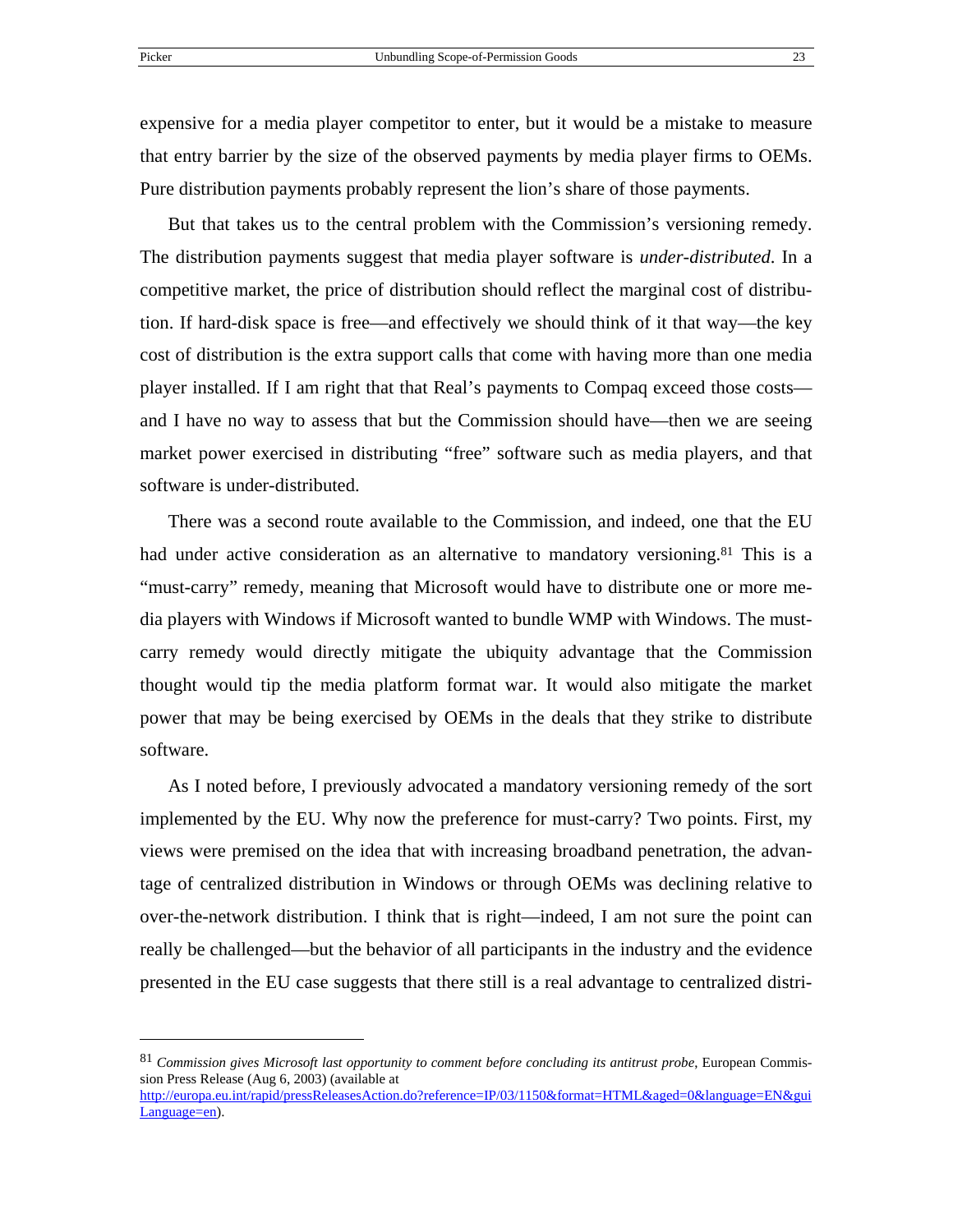expensive for a media player competitor to enter, but it would be a mistake to measure that entry barrier by the size of the observed payments by media player firms to OEMs. Pure distribution payments probably represent the lion's share of those payments.

But that takes us to the central problem with the Commission's versioning remedy. The distribution payments suggest that media player software is *under-distributed*. In a competitive market, the price of distribution should reflect the marginal cost of distribution. If hard-disk space is free—and effectively we should think of it that way—the key cost of distribution is the extra support calls that come with having more than one media player installed. If I am right that that Real's payments to Compaq exceed those costs—and I have no way to assess that but the Commission should have—then we are seeing market power exercised in distributing "free" software such as media players, and that software is under-distributed.

There was a second route available to the Commission, and indeed, one that the EU had under active consideration as an alternative to mandatory versioning.[81] This is a "must-carry" remedy, meaning that Microsoft would have to distribute one or more media players with Windows if Microsoft wanted to bundle WMP with Windows. The must-carry remedy would directly mitigate the ubiquity advantage that the Commission thought would tip the media platform format war. It would also mitigate the market power that may be being exercised by OEMs in the deals that they strike to distribute software.

As I noted before, I previously advocated a mandatory versioning remedy of the sort implemented by the EU. Why now the preference for must-carry? Two points. First, my views were premised on the idea that with increasing broadband penetration, the advantage of centralized distribution in Windows or through OEMs was declining relative to over-the-network distribution. I think that is right—indeed, I am not sure the point can really be challenged—but the behavior of all participants in the industry and the evidence presented in the EU case suggests that there still is a real advantage to centralized distri-

---

[81] *Commission gives Microsoft last opportunity to comment before concluding its antitrust probe,* European Commission Press Release (Aug 6, 2003) (available at http://europa.eu.int/rapid/pressReleasesAction.do?reference=IP/03/1150&format=HTML&aged=0&language=EN&guiLanguage=en).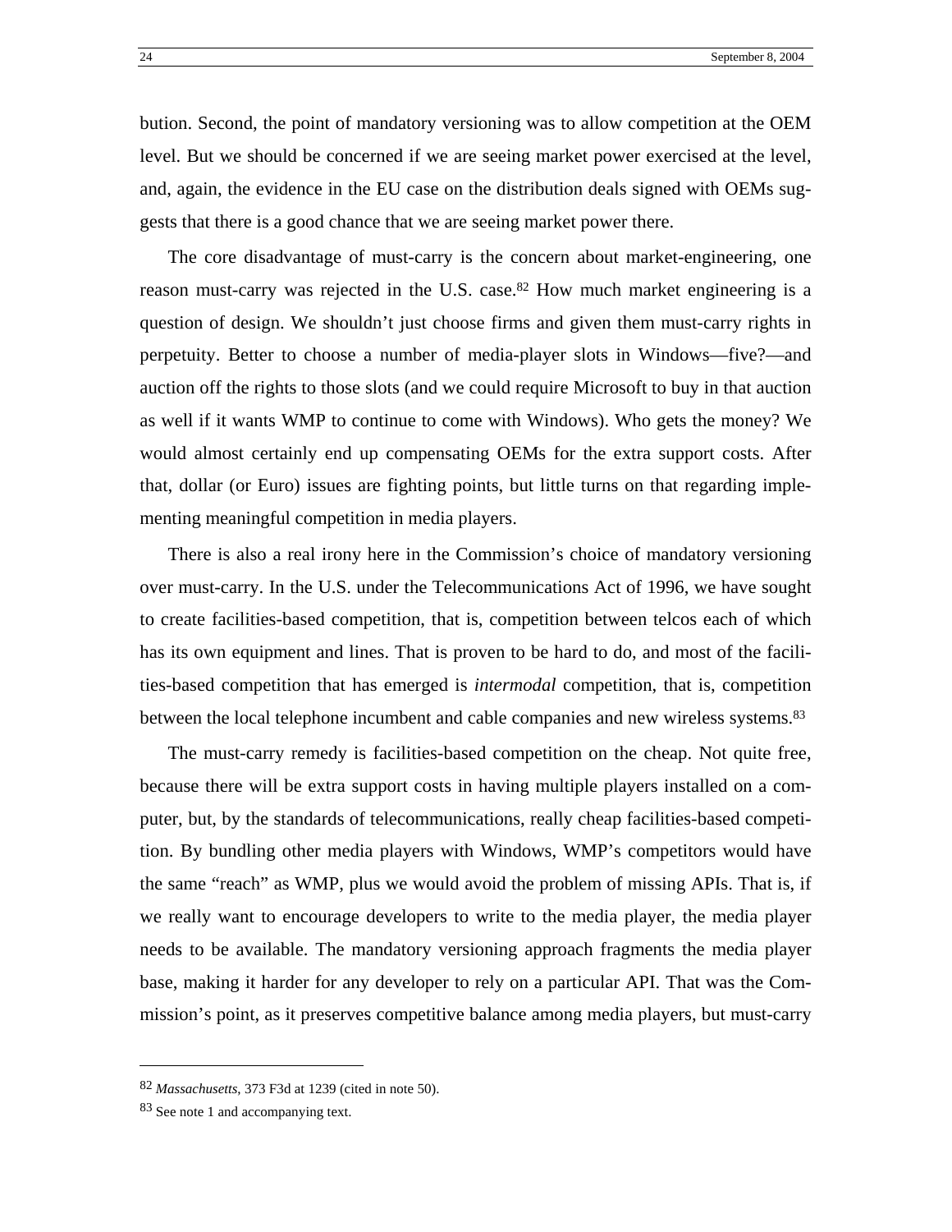bution. Second, the point of mandatory versioning was to allow competition at the OEM level. But we should be concerned if we are seeing market power exercised at the level, and, again, the evidence in the EU case on the distribution deals signed with OEMs suggests that there is a good chance that we are seeing market power there.

The core disadvantage of must-carry is the concern about market-engineering, one reason must-carry was rejected in the U.S. case.[82] How much market engineering is a question of design. We shouldn't just choose firms and given them must-carry rights in perpetuity. Better to choose a number of media-player slots in Windows—five?—and auction off the rights to those slots (and we could require Microsoft to buy in that auction as well if it wants WMP to continue to come with Windows). Who gets the money? We would almost certainly end up compensating OEMs for the extra support costs. After that, dollar (or Euro) issues are fighting points, but little turns on that regarding implementing meaningful competition in media players.

There is also a real irony here in the Commission's choice of mandatory versioning over must-carry. In the U.S. under the Telecommunications Act of 1996, we have sought to create facilities-based competition, that is, competition between telcos each of which has its own equipment and lines. That is proven to be hard to do, and most of the facilities-based competition that has emerged is *intermodal* competition, that is, competition between the local telephone incumbent and cable companies and new wireless systems.[83]

The must-carry remedy is facilities-based competition on the cheap. Not quite free, because there will be extra support costs in having multiple players installed on a computer, but, by the standards of telecommunications, really cheap facilities-based competition. By bundling other media players with Windows, WMP's competitors would have the same "reach" as WMP, plus we would avoid the problem of missing APIs. That is, if we really want to encourage developers to write to the media player, the media player needs to be available. The mandatory versioning approach fragments the media player base, making it harder for any developer to rely on a particular API. That was the Commission's point, as it preserves competitive balance among media players, but must-carry

---

[82] *Massachusetts*, 373 F3d at 1239 (cited in note 50).

[83] See note 1 and accompanying text.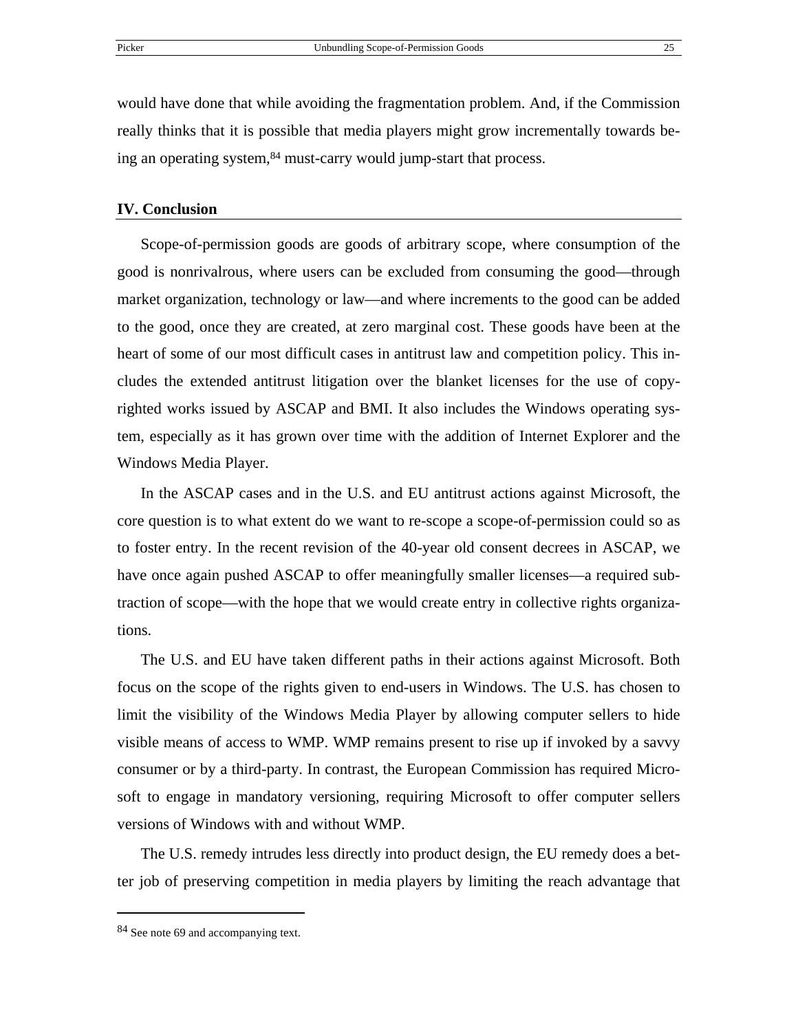would have done that while avoiding the fragmentation problem. And, if the Commission really thinks that it is possible that media players might grow incrementally towards being an operating system,[84] must-carry would jump-start that process.

## IV. Conclusion

Scope-of-permission goods are goods of arbitrary scope, where consumption of the good is nonrivalrous, where users can be excluded from consuming the good—through market organization, technology or law—and where increments to the good can be added to the good, once they are created, at zero marginal cost. These goods have been at the heart of some of our most difficult cases in antitrust law and competition policy. This includes the extended antitrust litigation over the blanket licenses for the use of copyrighted works issued by ASCAP and BMI. It also includes the Windows operating system, especially as it has grown over time with the addition of Internet Explorer and the Windows Media Player.

In the ASCAP cases and in the U.S. and EU antitrust actions against Microsoft, the core question is to what extent do we want to re-scope a scope-of-permission could so as to foster entry. In the recent revision of the 40-year old consent decrees in ASCAP, we have once again pushed ASCAP to offer meaningfully smaller licenses—a required subtraction of scope—with the hope that we would create entry in collective rights organizations.

The U.S. and EU have taken different paths in their actions against Microsoft. Both focus on the scope of the rights given to end-users in Windows. The U.S. has chosen to limit the visibility of the Windows Media Player by allowing computer sellers to hide visible means of access to WMP. WMP remains present to rise up if invoked by a savvy consumer or by a third-party. In contrast, the European Commission has required Microsoft to engage in mandatory versioning, requiring Microsoft to offer computer sellers versions of Windows with and without WMP.

The U.S. remedy intrudes less directly into product design, the EU remedy does a better job of preserving competition in media players by limiting the reach advantage that

[84] See note 69 and accompanying text.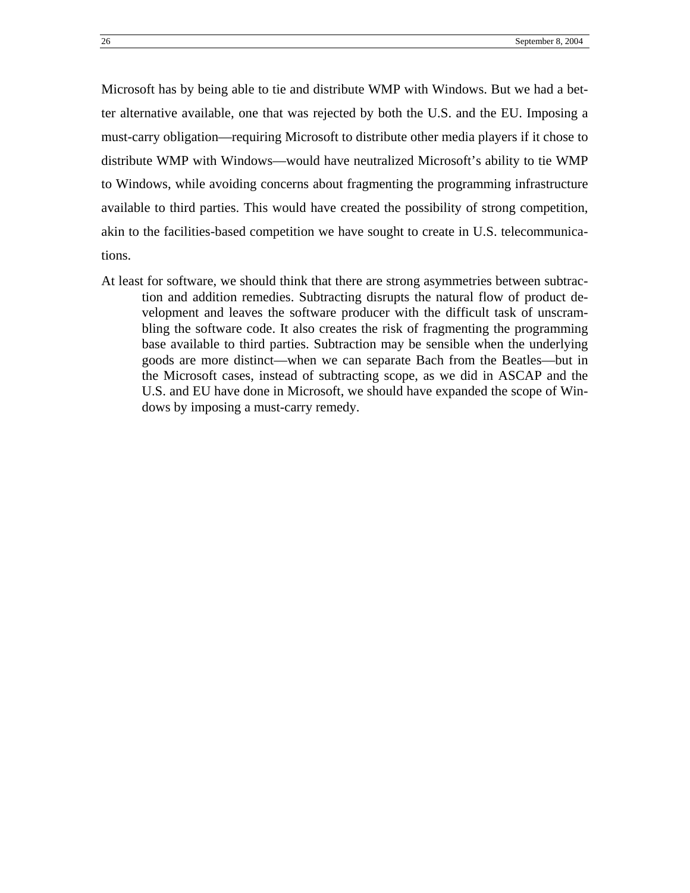Microsoft has by being able to tie and distribute WMP with Windows. But we had a better alternative available, one that was rejected by both the U.S. and the EU. Imposing a must-carry obligation—requiring Microsoft to distribute other media players if it chose to distribute WMP with Windows—would have neutralized Microsoft's ability to tie WMP to Windows, while avoiding concerns about fragmenting the programming infrastructure available to third parties. This would have created the possibility of strong competition, akin to the facilities-based competition we have sought to create in U.S. telecommunications.

At least for software, we should think that there are strong asymmetries between subtraction and addition remedies. Subtracting disrupts the natural flow of product development and leaves the software producer with the difficult task of unscrambling the software code. It also creates the risk of fragmenting the programming base available to third parties. Subtraction may be sensible when the underlying goods are more distinct—when we can separate Bach from the Beatles—but in the Microsoft cases, instead of subtracting scope, as we did in ASCAP and the U.S. and EU have done in Microsoft, we should have expanded the scope of Windows by imposing a must-carry remedy.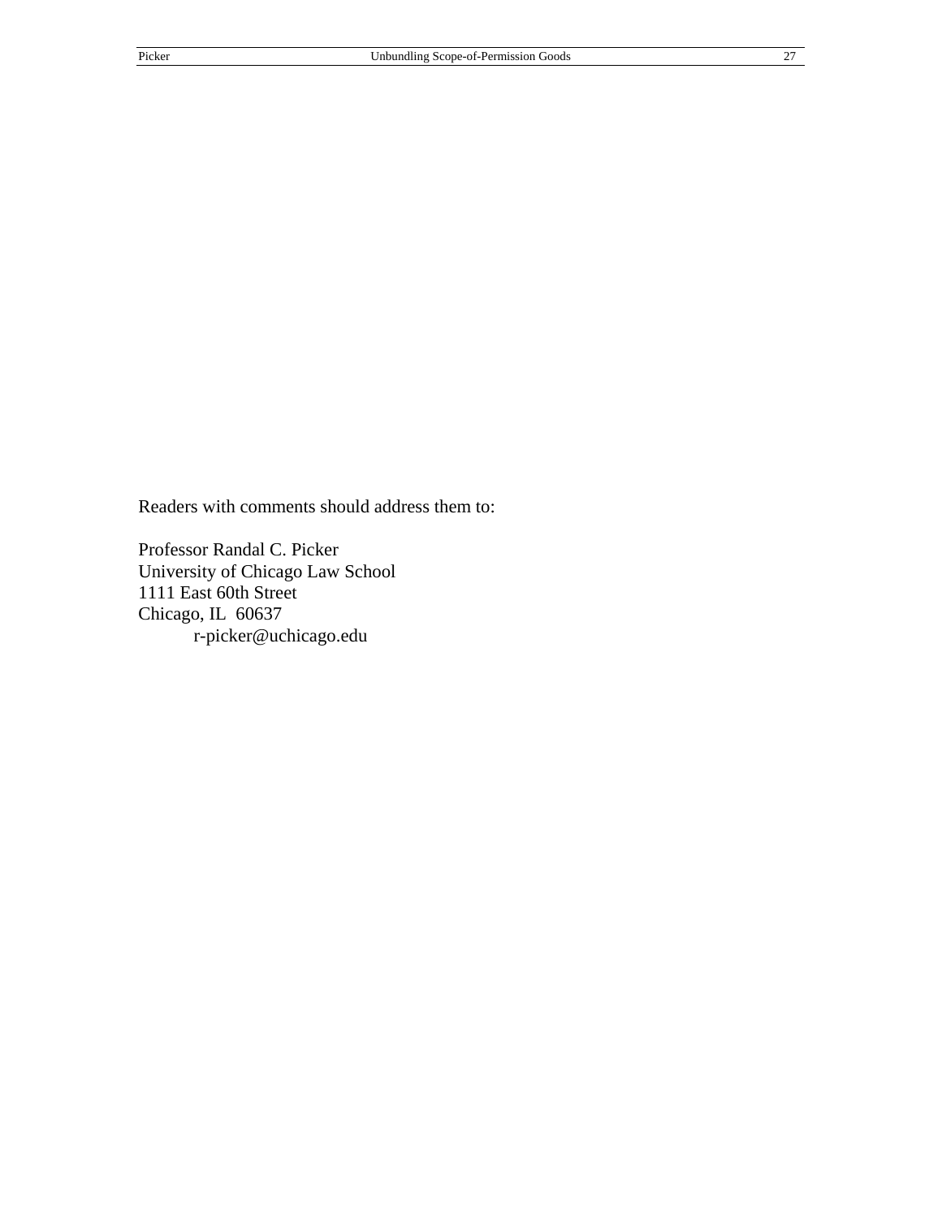Readers with comments should address them to:

Professor Randal C. Picker
University of Chicago Law School
1111 East 60th Street
Chicago, IL 60637
r-picker@uchicago.edu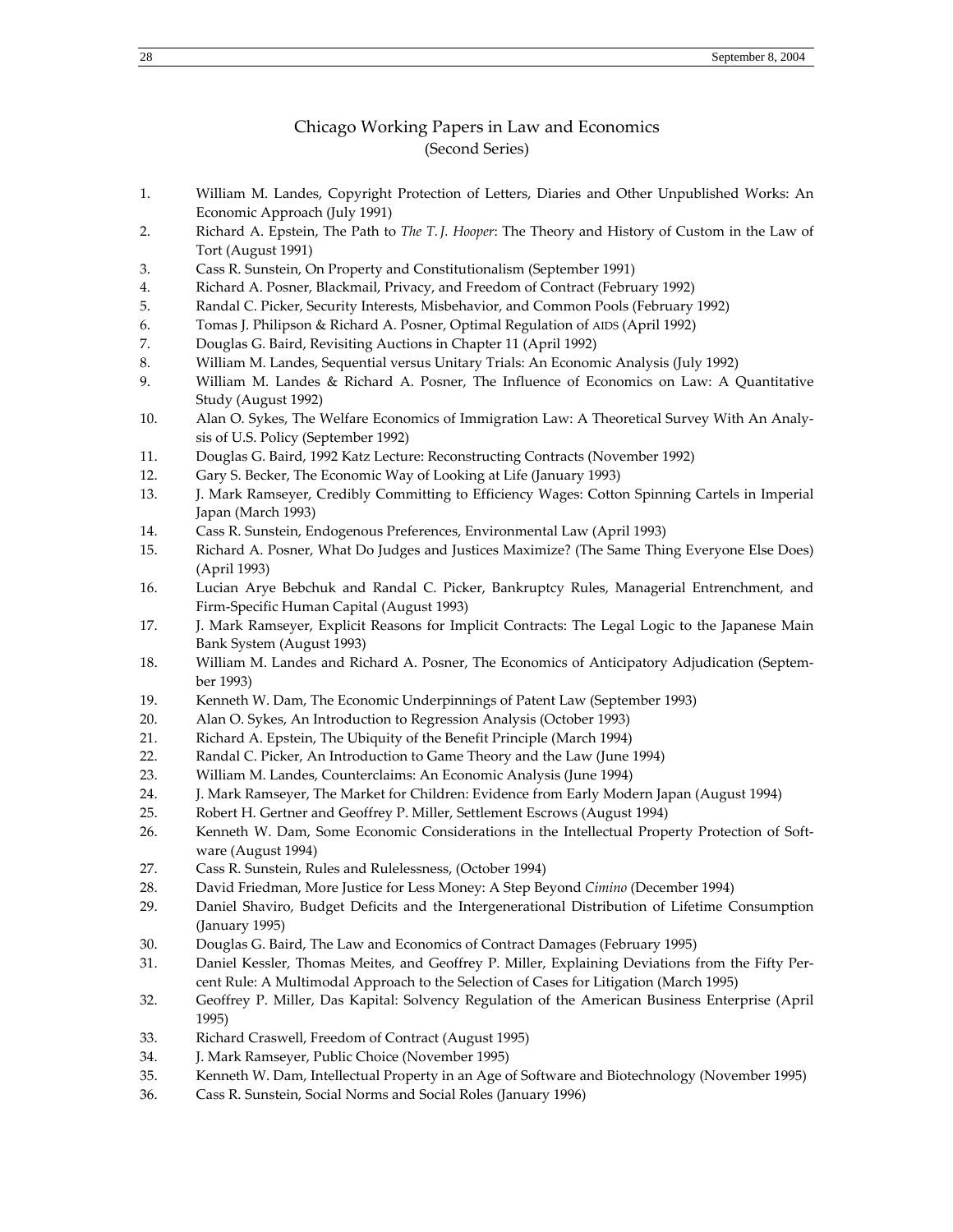# Chicago Working Papers in Law and Economics
## (Second Series)

1. William M. Landes, Copyright Protection of Letters, Diaries and Other Unpublished Works: An Economic Approach (July 1991)
2. Richard A. Epstein, The Path to *The T. J. Hooper*: The Theory and History of Custom in the Law of Tort (August 1991)
3. Cass R. Sunstein, On Property and Constitutionalism (September 1991)
4. Richard A. Posner, Blackmail, Privacy, and Freedom of Contract (February 1992)
5. Randal C. Picker, Security Interests, Misbehavior, and Common Pools (February 1992)
6. Tomas J. Philipson & Richard A. Posner, Optimal Regulation of AIDS (April 1992)
7. Douglas G. Baird, Revisiting Auctions in Chapter 11 (April 1992)
8. William M. Landes, Sequential versus Unitary Trials: An Economic Analysis (July 1992)
9. William M. Landes & Richard A. Posner, The Influence of Economics on Law: A Quantitative Study (August 1992)
10. Alan O. Sykes, The Welfare Economics of Immigration Law: A Theoretical Survey With An Analysis of U.S. Policy (September 1992)
11. Douglas G. Baird, 1992 Katz Lecture: Reconstructing Contracts (November 1992)
12. Gary S. Becker, The Economic Way of Looking at Life (January 1993)
13. J. Mark Ramseyer, Credibly Committing to Efficiency Wages: Cotton Spinning Cartels in Imperial Japan (March 1993)
14. Cass R. Sunstein, Endogenous Preferences, Environmental Law (April 1993)
15. Richard A. Posner, What Do Judges and Justices Maximize? (The Same Thing Everyone Else Does) (April 1993)
16. Lucian Arye Bebchuk and Randal C. Picker, Bankruptcy Rules, Managerial Entrenchment, and Firm-Specific Human Capital (August 1993)
17. J. Mark Ramseyer, Explicit Reasons for Implicit Contracts: The Legal Logic to the Japanese Main Bank System (August 1993)
18. William M. Landes and Richard A. Posner, The Economics of Anticipatory Adjudication (September 1993)
19. Kenneth W. Dam, The Economic Underpinnings of Patent Law (September 1993)
20. Alan O. Sykes, An Introduction to Regression Analysis (October 1993)
21. Richard A. Epstein, The Ubiquity of the Benefit Principle (March 1994)
22. Randal C. Picker, An Introduction to Game Theory and the Law (June 1994)
23. William M. Landes, Counterclaims: An Economic Analysis (June 1994)
24. J. Mark Ramseyer, The Market for Children: Evidence from Early Modern Japan (August 1994)
25. Robert H. Gertner and Geoffrey P. Miller, Settlement Escrows (August 1994)
26. Kenneth W. Dam, Some Economic Considerations in the Intellectual Property Protection of Software (August 1994)
27. Cass R. Sunstein, Rules and Rulelessness, (October 1994)
28. David Friedman, More Justice for Less Money: A Step Beyond *Cimino* (December 1994)
29. Daniel Shaviro, Budget Deficits and the Intergenerational Distribution of Lifetime Consumption (January 1995)
30. Douglas G. Baird, The Law and Economics of Contract Damages (February 1995)
31. Daniel Kessler, Thomas Meites, and Geoffrey P. Miller, Explaining Deviations from the Fifty Percent Rule: A Multimodal Approach to the Selection of Cases for Litigation (March 1995)
32. Geoffrey P. Miller, Das Kapital: Solvency Regulation of the American Business Enterprise (April 1995)
33. Richard Craswell, Freedom of Contract (August 1995)
34. J. Mark Ramseyer, Public Choice (November 1995)
35. Kenneth W. Dam, Intellectual Property in an Age of Software and Biotechnology (November 1995)
36. Cass R. Sunstein, Social Norms and Social Roles (January 1996)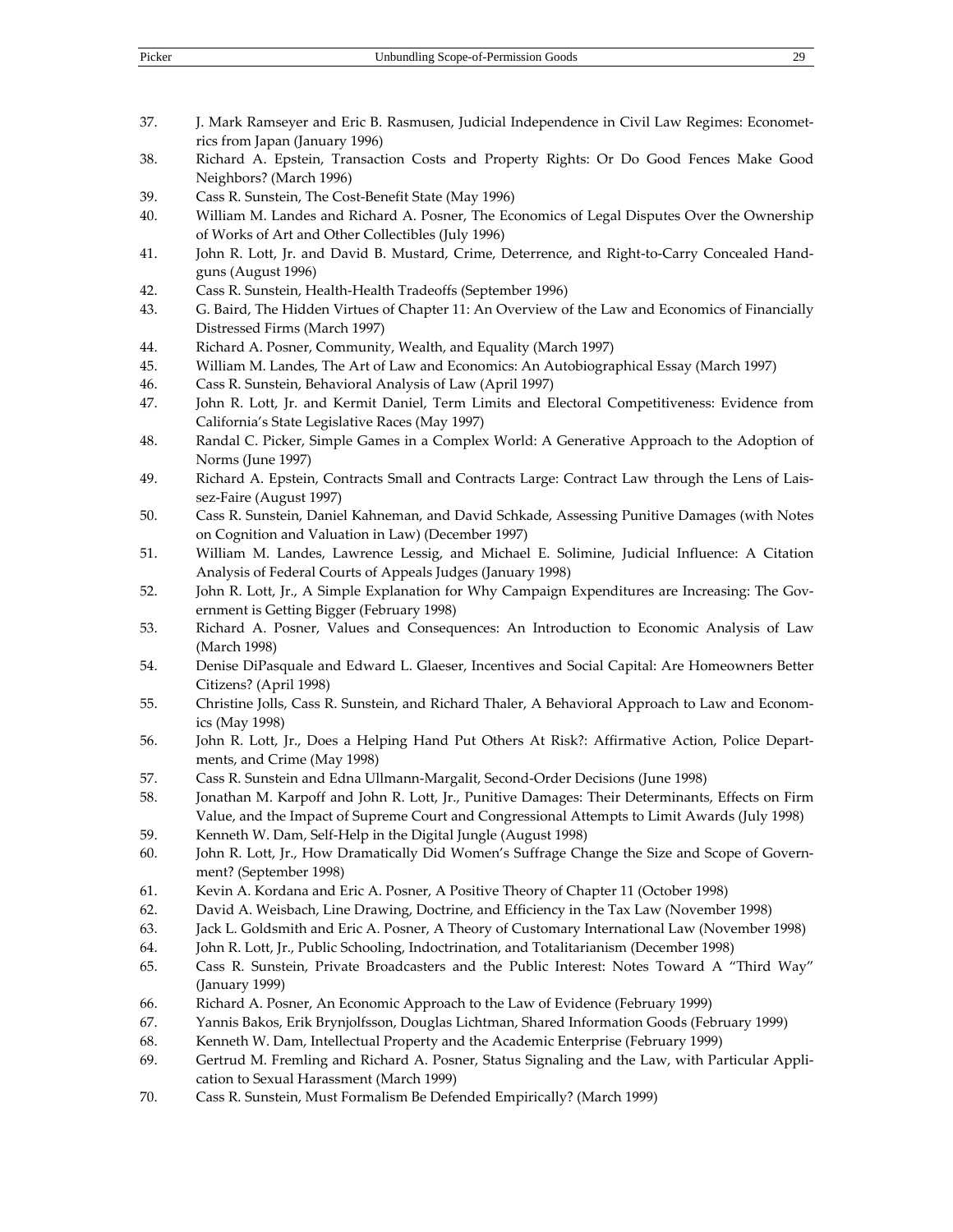37. J. Mark Ramseyer and Eric B. Rasmusen, Judicial Independence in Civil Law Regimes: Econometrics from Japan (January 1996)
38. Richard A. Epstein, Transaction Costs and Property Rights: Or Do Good Fences Make Good Neighbors? (March 1996)
39. Cass R. Sunstein, The Cost-Benefit State (May 1996)
40. William M. Landes and Richard A. Posner, The Economics of Legal Disputes Over the Ownership of Works of Art and Other Collectibles (July 1996)
41. John R. Lott, Jr. and David B. Mustard, Crime, Deterrence, and Right-to-Carry Concealed Handguns (August 1996)
42. Cass R. Sunstein, Health-Health Tradeoffs (September 1996)
43. G. Baird, The Hidden Virtues of Chapter 11: An Overview of the Law and Economics of Financially Distressed Firms (March 1997)
44. Richard A. Posner, Community, Wealth, and Equality (March 1997)
45. William M. Landes, The Art of Law and Economics: An Autobiographical Essay (March 1997)
46. Cass R. Sunstein, Behavioral Analysis of Law (April 1997)
47. John R. Lott, Jr. and Kermit Daniel, Term Limits and Electoral Competitiveness: Evidence from California's State Legislative Races (May 1997)
48. Randal C. Picker, Simple Games in a Complex World: A Generative Approach to the Adoption of Norms (June 1997)
49. Richard A. Epstein, Contracts Small and Contracts Large: Contract Law through the Lens of Laissez-Faire (August 1997)
50. Cass R. Sunstein, Daniel Kahneman, and David Schkade, Assessing Punitive Damages (with Notes on Cognition and Valuation in Law) (December 1997)
51. William M. Landes, Lawrence Lessig, and Michael E. Solimine, Judicial Influence: A Citation Analysis of Federal Courts of Appeals Judges (January 1998)
52. John R. Lott, Jr., A Simple Explanation for Why Campaign Expenditures are Increasing: The Government is Getting Bigger (February 1998)
53. Richard A. Posner, Values and Consequences: An Introduction to Economic Analysis of Law (March 1998)
54. Denise DiPasquale and Edward L. Glaeser, Incentives and Social Capital: Are Homeowners Better Citizens? (April 1998)
55. Christine Jolls, Cass R. Sunstein, and Richard Thaler, A Behavioral Approach to Law and Economics (May 1998)
56. John R. Lott, Jr., Does a Helping Hand Put Others At Risk?: Affirmative Action, Police Departments, and Crime (May 1998)
57. Cass R. Sunstein and Edna Ullmann-Margalit, Second-Order Decisions (June 1998)
58. Jonathan M. Karpoff and John R. Lott, Jr., Punitive Damages: Their Determinants, Effects on Firm Value, and the Impact of Supreme Court and Congressional Attempts to Limit Awards (July 1998)
59. Kenneth W. Dam, Self-Help in the Digital Jungle (August 1998)
60. John R. Lott, Jr., How Dramatically Did Women's Suffrage Change the Size and Scope of Government? (September 1998)
61. Kevin A. Kordana and Eric A. Posner, A Positive Theory of Chapter 11 (October 1998)
62. David A. Weisbach, Line Drawing, Doctrine, and Efficiency in the Tax Law (November 1998)
63. Jack L. Goldsmith and Eric A. Posner, A Theory of Customary International Law (November 1998)
64. John R. Lott, Jr., Public Schooling, Indoctrination, and Totalitarianism (December 1998)
65. Cass R. Sunstein, Private Broadcasters and the Public Interest: Notes Toward A "Third Way" (January 1999)
66. Richard A. Posner, An Economic Approach to the Law of Evidence (February 1999)
67. Yannis Bakos, Erik Brynjolfsson, Douglas Lichtman, Shared Information Goods (February 1999)
68. Kenneth W. Dam, Intellectual Property and the Academic Enterprise (February 1999)
69. Gertrud M. Fremling and Richard A. Posner, Status Signaling and the Law, with Particular Application to Sexual Harassment (March 1999)
70. Cass R. Sunstein, Must Formalism Be Defended Empirically? (March 1999)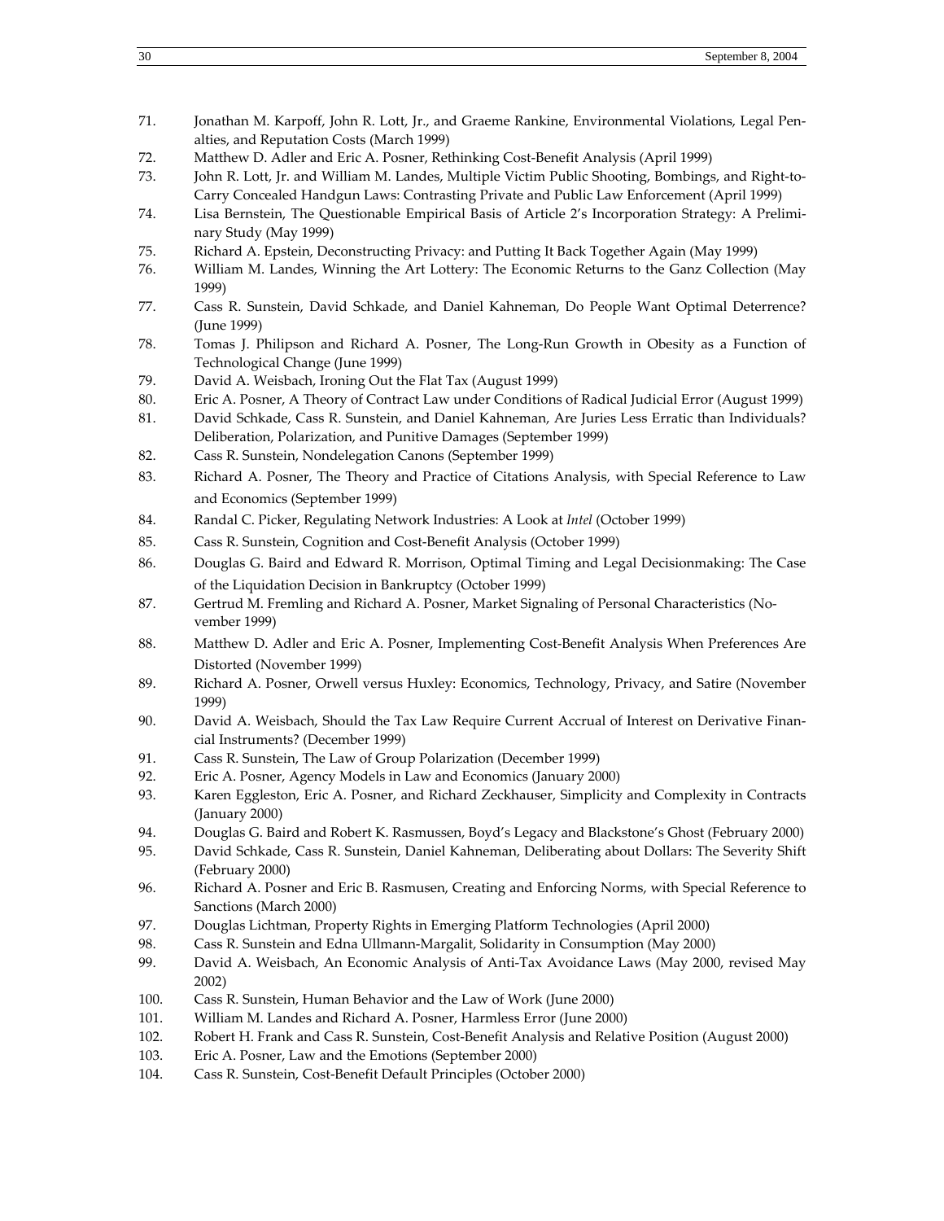71. Jonathan M. Karpoff, John R. Lott, Jr., and Graeme Rankine, Environmental Violations, Legal Penalties, and Reputation Costs (March 1999)
72. Matthew D. Adler and Eric A. Posner, Rethinking Cost-Benefit Analysis (April 1999)
73. John R. Lott, Jr. and William M. Landes, Multiple Victim Public Shooting, Bombings, and Right-to-Carry Concealed Handgun Laws: Contrasting Private and Public Law Enforcement (April 1999)
74. Lisa Bernstein, The Questionable Empirical Basis of Article 2's Incorporation Strategy: A Preliminary Study (May 1999)
75. Richard A. Epstein, Deconstructing Privacy: and Putting It Back Together Again (May 1999)
76. William M. Landes, Winning the Art Lottery: The Economic Returns to the Ganz Collection (May 1999)
77. Cass R. Sunstein, David Schkade, and Daniel Kahneman, Do People Want Optimal Deterrence? (June 1999)
78. Tomas J. Philipson and Richard A. Posner, The Long-Run Growth in Obesity as a Function of Technological Change (June 1999)
79. David A. Weisbach, Ironing Out the Flat Tax (August 1999)
80. Eric A. Posner, A Theory of Contract Law under Conditions of Radical Judicial Error (August 1999)
81. David Schkade, Cass R. Sunstein, and Daniel Kahneman, Are Juries Less Erratic than Individuals? Deliberation, Polarization, and Punitive Damages (September 1999)
82. Cass R. Sunstein, Nondelegation Canons (September 1999)
83. Richard A. Posner, The Theory and Practice of Citations Analysis, with Special Reference to Law and Economics (September 1999)
84. Randal C. Picker, Regulating Network Industries: A Look at *Intel* (October 1999)
85. Cass R. Sunstein, Cognition and Cost-Benefit Analysis (October 1999)
86. Douglas G. Baird and Edward R. Morrison, Optimal Timing and Legal Decisionmaking: The Case of the Liquidation Decision in Bankruptcy (October 1999)
87. Gertrud M. Fremling and Richard A. Posner, Market Signaling of Personal Characteristics (November 1999)
88. Matthew D. Adler and Eric A. Posner, Implementing Cost-Benefit Analysis When Preferences Are Distorted (November 1999)
89. Richard A. Posner, Orwell versus Huxley: Economics, Technology, Privacy, and Satire (November 1999)
90. David A. Weisbach, Should the Tax Law Require Current Accrual of Interest on Derivative Financial Instruments? (December 1999)
91. Cass R. Sunstein, The Law of Group Polarization (December 1999)
92. Eric A. Posner, Agency Models in Law and Economics (January 2000)
93. Karen Eggleston, Eric A. Posner, and Richard Zeckhauser, Simplicity and Complexity in Contracts (January 2000)
94. Douglas G. Baird and Robert K. Rasmussen, Boyd's Legacy and Blackstone's Ghost (February 2000)
95. David Schkade, Cass R. Sunstein, Daniel Kahneman, Deliberating about Dollars: The Severity Shift (February 2000)
96. Richard A. Posner and Eric B. Rasmusen, Creating and Enforcing Norms, with Special Reference to Sanctions (March 2000)
97. Douglas Lichtman, Property Rights in Emerging Platform Technologies (April 2000)
98. Cass R. Sunstein and Edna Ullmann-Margalit, Solidarity in Consumption (May 2000)
99. David A. Weisbach, An Economic Analysis of Anti-Tax Avoidance Laws (May 2000, revised May 2002)
100. Cass R. Sunstein, Human Behavior and the Law of Work (June 2000)
101. William M. Landes and Richard A. Posner, Harmless Error (June 2000)
102. Robert H. Frank and Cass R. Sunstein, Cost-Benefit Analysis and Relative Position (August 2000)
103. Eric A. Posner, Law and the Emotions (September 2000)
104. Cass R. Sunstein, Cost-Benefit Default Principles (October 2000)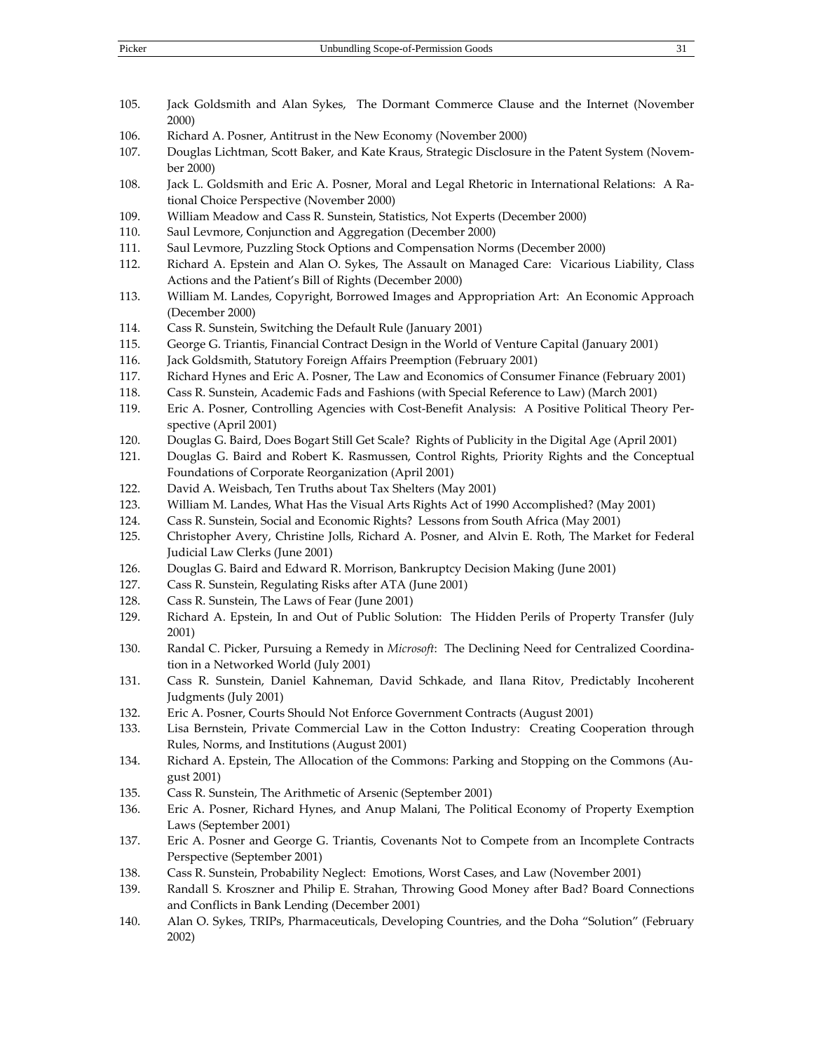105. Jack Goldsmith and Alan Sykes, The Dormant Commerce Clause and the Internet (November 2000)
106. Richard A. Posner, Antitrust in the New Economy (November 2000)
107. Douglas Lichtman, Scott Baker, and Kate Kraus, Strategic Disclosure in the Patent System (November 2000)
108. Jack L. Goldsmith and Eric A. Posner, Moral and Legal Rhetoric in International Relations: A Rational Choice Perspective (November 2000)
109. William Meadow and Cass R. Sunstein, Statistics, Not Experts (December 2000)
110. Saul Levmore, Conjunction and Aggregation (December 2000)
111. Saul Levmore, Puzzling Stock Options and Compensation Norms (December 2000)
112. Richard A. Epstein and Alan O. Sykes, The Assault on Managed Care: Vicarious Liability, Class Actions and the Patient's Bill of Rights (December 2000)
113. William M. Landes, Copyright, Borrowed Images and Appropriation Art: An Economic Approach (December 2000)
114. Cass R. Sunstein, Switching the Default Rule (January 2001)
115. George G. Triantis, Financial Contract Design in the World of Venture Capital (January 2001)
116. Jack Goldsmith, Statutory Foreign Affairs Preemption (February 2001)
117. Richard Hynes and Eric A. Posner, The Law and Economics of Consumer Finance (February 2001)
118. Cass R. Sunstein, Academic Fads and Fashions (with Special Reference to Law) (March 2001)
119. Eric A. Posner, Controlling Agencies with Cost-Benefit Analysis: A Positive Political Theory Perspective (April 2001)
120. Douglas G. Baird, Does Bogart Still Get Scale? Rights of Publicity in the Digital Age (April 2001)
121. Douglas G. Baird and Robert K. Rasmussen, Control Rights, Priority Rights and the Conceptual Foundations of Corporate Reorganization (April 2001)
122. David A. Weisbach, Ten Truths about Tax Shelters (May 2001)
123. William M. Landes, What Has the Visual Arts Rights Act of 1990 Accomplished? (May 2001)
124. Cass R. Sunstein, Social and Economic Rights? Lessons from South Africa (May 2001)
125. Christopher Avery, Christine Jolls, Richard A. Posner, and Alvin E. Roth, The Market for Federal Judicial Law Clerks (June 2001)
126. Douglas G. Baird and Edward R. Morrison, Bankruptcy Decision Making (June 2001)
127. Cass R. Sunstein, Regulating Risks after ATA (June 2001)
128. Cass R. Sunstein, The Laws of Fear (June 2001)
129. Richard A. Epstein, In and Out of Public Solution: The Hidden Perils of Property Transfer (July 2001)
130. Randal C. Picker, Pursuing a Remedy in *Microsoft*: The Declining Need for Centralized Coordination in a Networked World (July 2001)
131. Cass R. Sunstein, Daniel Kahneman, David Schkade, and Ilana Ritov, Predictably Incoherent Judgments (July 2001)
132. Eric A. Posner, Courts Should Not Enforce Government Contracts (August 2001)
133. Lisa Bernstein, Private Commercial Law in the Cotton Industry: Creating Cooperation through Rules, Norms, and Institutions (August 2001)
134. Richard A. Epstein, The Allocation of the Commons: Parking and Stopping on the Commons (August 2001)
135. Cass R. Sunstein, The Arithmetic of Arsenic (September 2001)
136. Eric A. Posner, Richard Hynes, and Anup Malani, The Political Economy of Property Exemption Laws (September 2001)
137. Eric A. Posner and George G. Triantis, Covenants Not to Compete from an Incomplete Contracts Perspective (September 2001)
138. Cass R. Sunstein, Probability Neglect: Emotions, Worst Cases, and Law (November 2001)
139. Randall S. Kroszner and Philip E. Strahan, Throwing Good Money after Bad? Board Connections and Conflicts in Bank Lending (December 2001)
140. Alan O. Sykes, TRIPs, Pharmaceuticals, Developing Countries, and the Doha "Solution" (February 2002)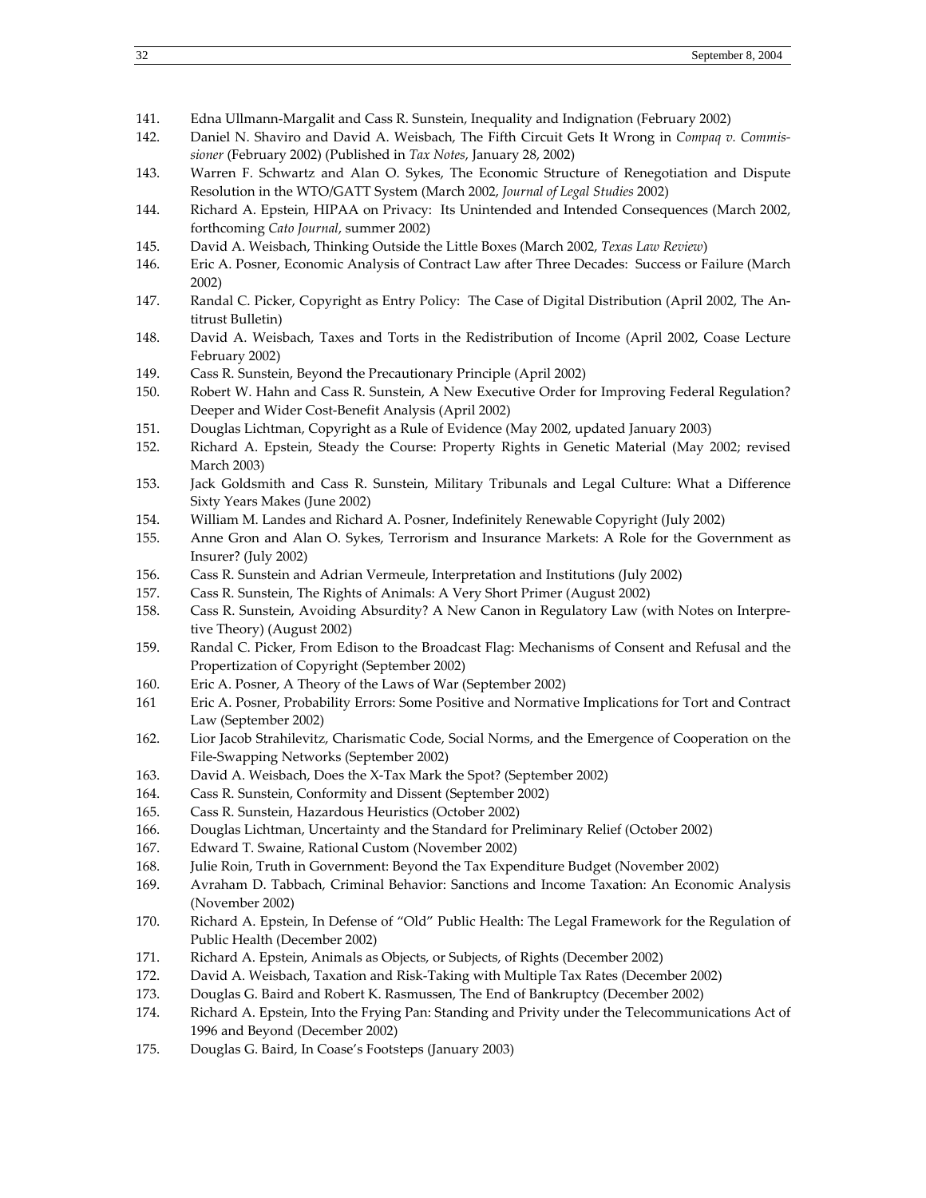141. Edna Ullmann-Margalit and Cass R. Sunstein, Inequality and Indignation (February 2002)
142. Daniel N. Shaviro and David A. Weisbach, The Fifth Circuit Gets It Wrong in *Compaq v. Commissioner* (February 2002) (Published in *Tax Notes*, January 28, 2002)
143. Warren F. Schwartz and Alan O. Sykes, The Economic Structure of Renegotiation and Dispute Resolution in the WTO/GATT System (March 2002, *Journal of Legal Studies* 2002)
144. Richard A. Epstein, HIPAA on Privacy: Its Unintended and Intended Consequences (March 2002, forthcoming *Cato Journal*, summer 2002)
145. David A. Weisbach, Thinking Outside the Little Boxes (March 2002, *Texas Law Review*)
146. Eric A. Posner, Economic Analysis of Contract Law after Three Decades: Success or Failure (March 2002)
147. Randal C. Picker, Copyright as Entry Policy: The Case of Digital Distribution (April 2002, The Antitrust Bulletin)
148. David A. Weisbach, Taxes and Torts in the Redistribution of Income (April 2002, Coase Lecture February 2002)
149. Cass R. Sunstein, Beyond the Precautionary Principle (April 2002)
150. Robert W. Hahn and Cass R. Sunstein, A New Executive Order for Improving Federal Regulation? Deeper and Wider Cost-Benefit Analysis (April 2002)
151. Douglas Lichtman, Copyright as a Rule of Evidence (May 2002, updated January 2003)
152. Richard A. Epstein, Steady the Course: Property Rights in Genetic Material (May 2002; revised March 2003)
153. Jack Goldsmith and Cass R. Sunstein, Military Tribunals and Legal Culture: What a Difference Sixty Years Makes (June 2002)
154. William M. Landes and Richard A. Posner, Indefinitely Renewable Copyright (July 2002)
155. Anne Gron and Alan O. Sykes, Terrorism and Insurance Markets: A Role for the Government as Insurer? (July 2002)
156. Cass R. Sunstein and Adrian Vermeule, Interpretation and Institutions (July 2002)
157. Cass R. Sunstein, The Rights of Animals: A Very Short Primer (August 2002)
158. Cass R. Sunstein, Avoiding Absurdity? A New Canon in Regulatory Law (with Notes on Interpretive Theory) (August 2002)
159. Randal C. Picker, From Edison to the Broadcast Flag: Mechanisms of Consent and Refusal and the Propertization of Copyright (September 2002)
160. Eric A. Posner, A Theory of the Laws of War (September 2002)
161 Eric A. Posner, Probability Errors: Some Positive and Normative Implications for Tort and Contract Law (September 2002)
162. Lior Jacob Strahilevitz, Charismatic Code, Social Norms, and the Emergence of Cooperation on the File-Swapping Networks (September 2002)
163. David A. Weisbach, Does the X-Tax Mark the Spot? (September 2002)
164. Cass R. Sunstein, Conformity and Dissent (September 2002)
165. Cass R. Sunstein, Hazardous Heuristics (October 2002)
166. Douglas Lichtman, Uncertainty and the Standard for Preliminary Relief (October 2002)
167. Edward T. Swaine, Rational Custom (November 2002)
168. Julie Roin, Truth in Government: Beyond the Tax Expenditure Budget (November 2002)
169. Avraham D. Tabbach, Criminal Behavior: Sanctions and Income Taxation: An Economic Analysis (November 2002)
170. Richard A. Epstein, In Defense of "Old" Public Health: The Legal Framework for the Regulation of Public Health (December 2002)
171. Richard A. Epstein, Animals as Objects, or Subjects, of Rights (December 2002)
172. David A. Weisbach, Taxation and Risk-Taking with Multiple Tax Rates (December 2002)
173. Douglas G. Baird and Robert K. Rasmussen, The End of Bankruptcy (December 2002)
174. Richard A. Epstein, Into the Frying Pan: Standing and Privity under the Telecommunications Act of 1996 and Beyond (December 2002)
175. Douglas G. Baird, In Coase's Footsteps (January 2003)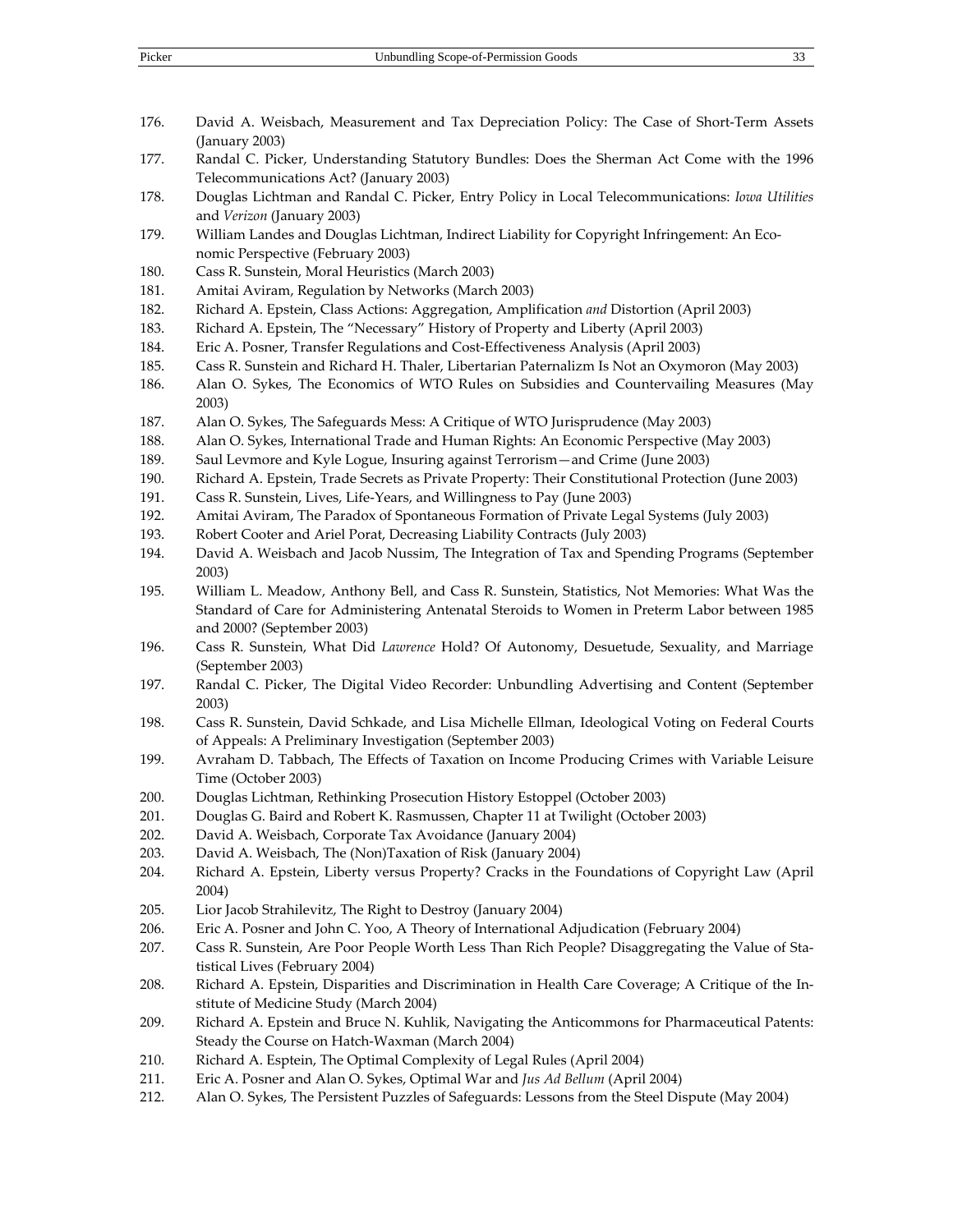176. David A. Weisbach, Measurement and Tax Depreciation Policy: The Case of Short-Term Assets (January 2003)
177. Randal C. Picker, Understanding Statutory Bundles: Does the Sherman Act Come with the 1996 Telecommunications Act? (January 2003)
178. Douglas Lichtman and Randal C. Picker, Entry Policy in Local Telecommunications: *Iowa Utilities* and *Verizon* (January 2003)
179. William Landes and Douglas Lichtman, Indirect Liability for Copyright Infringement: An Economic Perspective (February 2003)
180. Cass R. Sunstein, Moral Heuristics (March 2003)
181. Amitai Aviram, Regulation by Networks (March 2003)
182. Richard A. Epstein, Class Actions: Aggregation, Amplification *and* Distortion (April 2003)
183. Richard A. Epstein, The "Necessary" History of Property and Liberty (April 2003)
184. Eric A. Posner, Transfer Regulations and Cost-Effectiveness Analysis (April 2003)
185. Cass R. Sunstein and Richard H. Thaler, Libertarian Paternalizm Is Not an Oxymoron (May 2003)
186. Alan O. Sykes, The Economics of WTO Rules on Subsidies and Countervailing Measures (May 2003)
187. Alan O. Sykes, The Safeguards Mess: A Critique of WTO Jurisprudence (May 2003)
188. Alan O. Sykes, International Trade and Human Rights: An Economic Perspective (May 2003)
189. Saul Levmore and Kyle Logue, Insuring against Terrorism—and Crime (June 2003)
190. Richard A. Epstein, Trade Secrets as Private Property: Their Constitutional Protection (June 2003)
191. Cass R. Sunstein, Lives, Life-Years, and Willingness to Pay (June 2003)
192. Amitai Aviram, The Paradox of Spontaneous Formation of Private Legal Systems (July 2003)
193. Robert Cooter and Ariel Porat, Decreasing Liability Contracts (July 2003)
194. David A. Weisbach and Jacob Nussim, The Integration of Tax and Spending Programs (September 2003)
195. William L. Meadow, Anthony Bell, and Cass R. Sunstein, Statistics, Not Memories: What Was the Standard of Care for Administering Antenatal Steroids to Women in Preterm Labor between 1985 and 2000? (September 2003)
196. Cass R. Sunstein, What Did *Lawrence* Hold? Of Autonomy, Desuetude, Sexuality, and Marriage (September 2003)
197. Randal C. Picker, The Digital Video Recorder: Unbundling Advertising and Content (September 2003)
198. Cass R. Sunstein, David Schkade, and Lisa Michelle Ellman, Ideological Voting on Federal Courts of Appeals: A Preliminary Investigation (September 2003)
199. Avraham D. Tabbach, The Effects of Taxation on Income Producing Crimes with Variable Leisure Time (October 2003)
200. Douglas Lichtman, Rethinking Prosecution History Estoppel (October 2003)
201. Douglas G. Baird and Robert K. Rasmussen, Chapter 11 at Twilight (October 2003)
202. David A. Weisbach, Corporate Tax Avoidance (January 2004)
203. David A. Weisbach, The (Non)Taxation of Risk (January 2004)
204. Richard A. Epstein, Liberty versus Property? Cracks in the Foundations of Copyright Law (April 2004)
205. Lior Jacob Strahilevitz, The Right to Destroy (January 2004)
206. Eric A. Posner and John C. Yoo, A Theory of International Adjudication (February 2004)
207. Cass R. Sunstein, Are Poor People Worth Less Than Rich People? Disaggregating the Value of Statistical Lives (February 2004)
208. Richard A. Epstein, Disparities and Discrimination in Health Care Coverage; A Critique of the Institute of Medicine Study (March 2004)
209. Richard A. Epstein and Bruce N. Kuhlik, Navigating the Anticommons for Pharmaceutical Patents: Steady the Course on Hatch-Waxman (March 2004)
210. Richard A. Esptein, The Optimal Complexity of Legal Rules (April 2004)
211. Eric A. Posner and Alan O. Sykes, Optimal War and *Jus Ad Bellum* (April 2004)
212. Alan O. Sykes, The Persistent Puzzles of Safeguards: Lessons from the Steel Dispute (May 2004)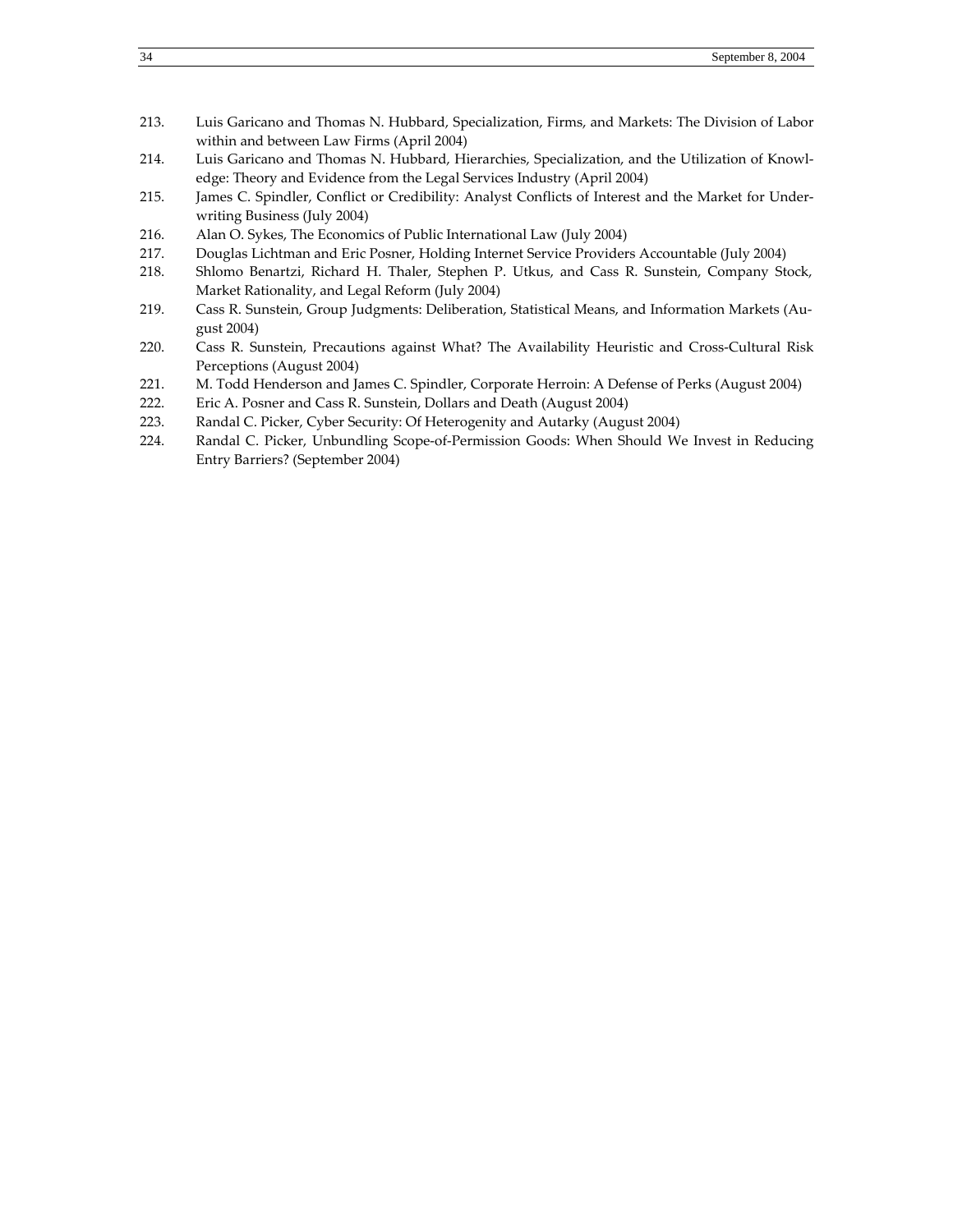213. Luis Garicano and Thomas N. Hubbard, Specialization, Firms, and Markets: The Division of Labor within and between Law Firms (April 2004)
214. Luis Garicano and Thomas N. Hubbard, Hierarchies, Specialization, and the Utilization of Knowledge: Theory and Evidence from the Legal Services Industry (April 2004)
215. James C. Spindler, Conflict or Credibility: Analyst Conflicts of Interest and the Market for Underwriting Business (July 2004)
216. Alan O. Sykes, The Economics of Public International Law (July 2004)
217. Douglas Lichtman and Eric Posner, Holding Internet Service Providers Accountable (July 2004)
218. Shlomo Benartzi, Richard H. Thaler, Stephen P. Utkus, and Cass R. Sunstein, Company Stock, Market Rationality, and Legal Reform (July 2004)
219. Cass R. Sunstein, Group Judgments: Deliberation, Statistical Means, and Information Markets (August 2004)
220. Cass R. Sunstein, Precautions against What? The Availability Heuristic and Cross-Cultural Risk Perceptions (August 2004)
221. M. Todd Henderson and James C. Spindler, Corporate Herroin: A Defense of Perks (August 2004)
222. Eric A. Posner and Cass R. Sunstein, Dollars and Death (August 2004)
223. Randal C. Picker, Cyber Security: Of Heterogenity and Autarky (August 2004)
224. Randal C. Picker, Unbundling Scope-of-Permission Goods: When Should We Invest in Reducing Entry Barriers? (September 2004)